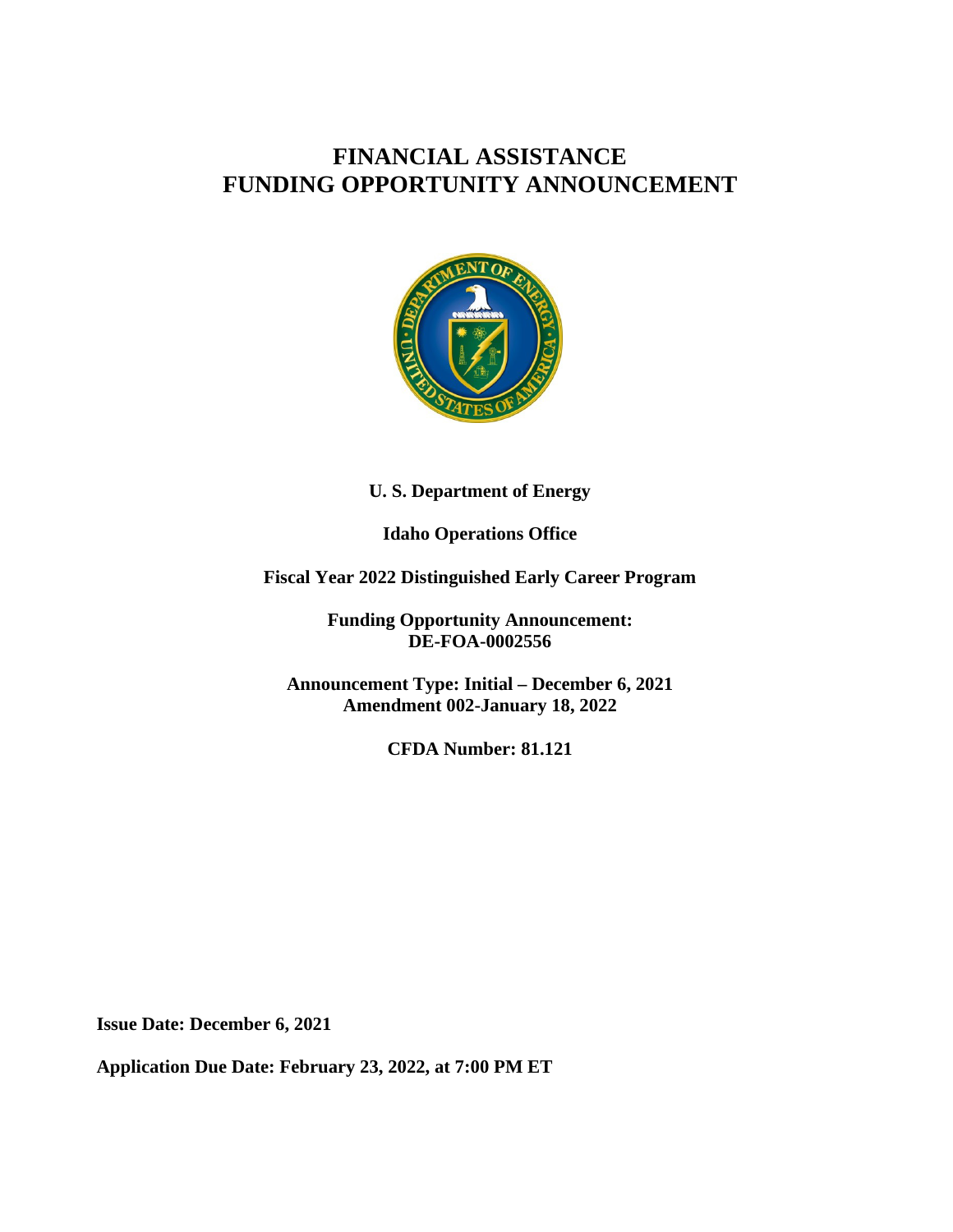# FINANCIAL ASSISTANCE FUNDING OPPORTUNITY ANNOUNCEMENT

**U. S. Department of Energy**

**Idaho Operations Office**

**Fiscal Year 2022 Distinguished Early Career Program**

**Funding Opportunity Announcement: DE-FOA-0002556**

**Announcement Type: Initial – December 6, 2021**
**Amendment 002-January 18, 2022**

**CFDA Number: 81.121**

**Issue Date: December 6, 2021**

**Application Due Date: February 23, 2022, at 7:00 PM ET**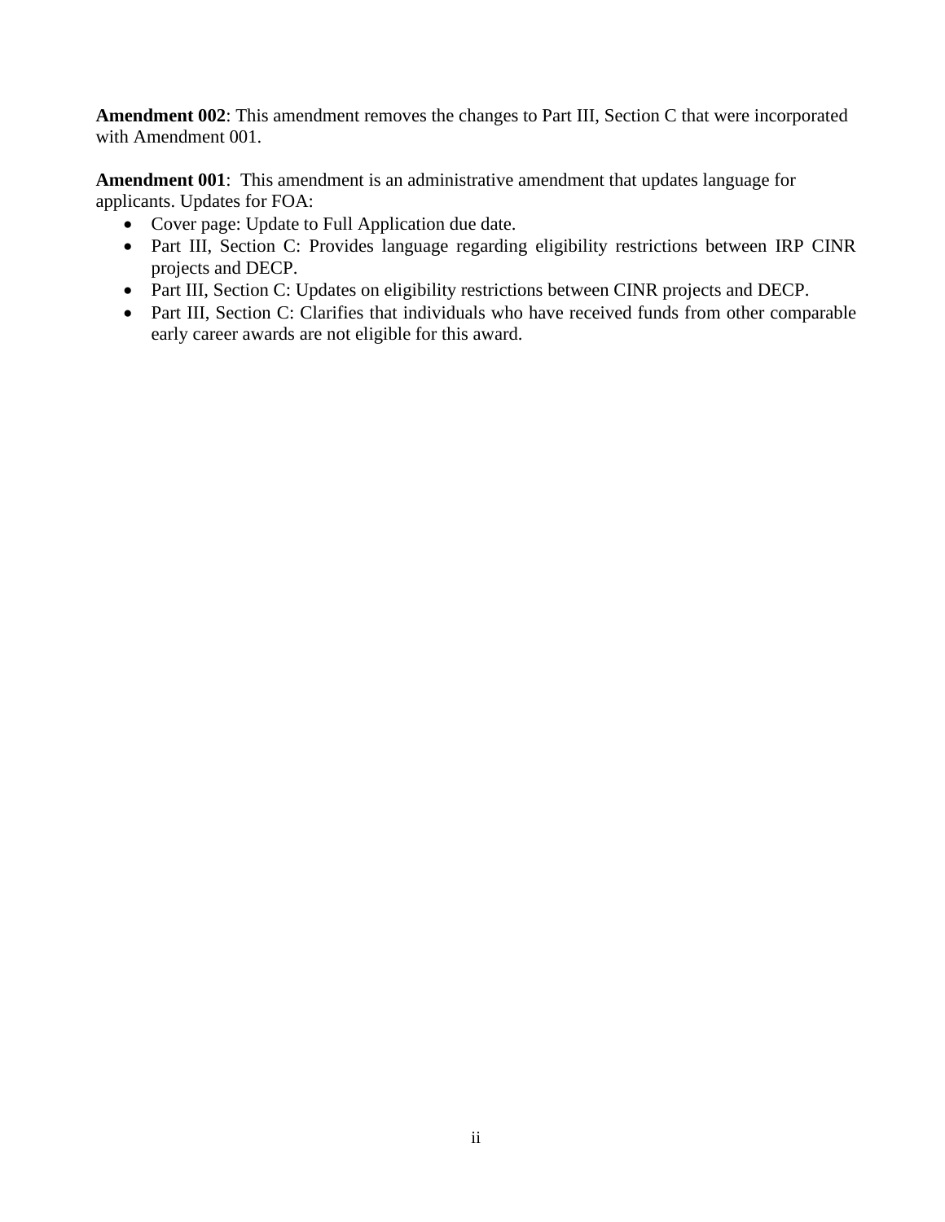**Amendment 002**: This amendment removes the changes to Part III, Section C that were incorporated with Amendment 001.

**Amendment 001**: This amendment is an administrative amendment that updates language for applicants. Updates for FOA:

- Cover page: Update to Full Application due date.
- Part III, Section C: Provides language regarding eligibility restrictions between IRP CINR projects and DECP.
- Part III, Section C: Updates on eligibility restrictions between CINR projects and DECP.
- Part III, Section C: Clarifies that individuals who have received funds from other comparable early career awards are not eligible for this award.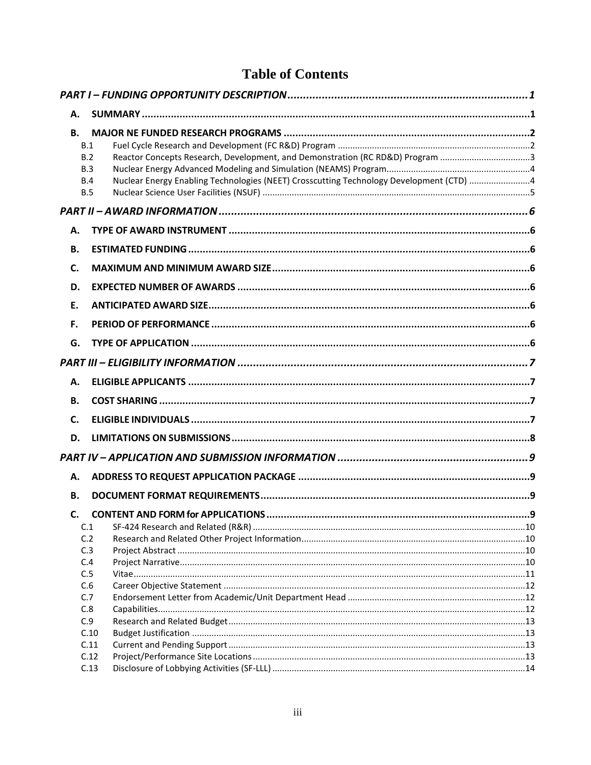# Table of Contents

*PART I – FUNDING OPPORTUNITY DESCRIPTION* ....... *1*

**A. SUMMARY** ....... **1**

**B. MAJOR NE FUNDED RESEARCH PROGRAMS** ....... **2**

- B.1 Fuel Cycle Research and Development (FC R&D) Program ....... 2
- B.2 Reactor Concepts Research, Development, and Demonstration (RC RD&D) Program ....... 3
- B.3 Nuclear Energy Advanced Modeling and Simulation (NEAMS) Program ....... 4
- B.4 Nuclear Energy Enabling Technologies (NEET) Crosscutting Technology Development (CTD) ....... 4
- B.5 Nuclear Science User Facilities (NSUF) ....... 5

*PART II – AWARD INFORMATION* ....... *6*

**A. TYPE OF AWARD INSTRUMENT** ....... **6**

**B. ESTIMATED FUNDING** ....... **6**

**C. MAXIMUM AND MINIMUM AWARD SIZE** ....... **6**

**D. EXPECTED NUMBER OF AWARDS** ....... **6**

**E. ANTICIPATED AWARD SIZE** ....... **6**

**F. PERIOD OF PERFORMANCE** ....... **6**

**G. TYPE OF APPLICATION** ....... **6**

*PART III – ELIGIBILITY INFORMATION* ....... *7*

**A. ELIGIBLE APPLICANTS** ....... **7**

**B. COST SHARING** ....... **7**

**C. ELIGIBLE INDIVIDUALS** ....... **7**

**D. LIMITATIONS ON SUBMISSIONS** ....... **8**

*PART IV – APPLICATION AND SUBMISSION INFORMATION* ....... *9*

**A. ADDRESS TO REQUEST APPLICATION PACKAGE** ....... **9**

**B. DOCUMENT FORMAT REQUIREMENTS** ....... **9**

**C. CONTENT AND FORM for APPLICATIONS** ....... **9**

- C.1 SF-424 Research and Related (R&R) ....... 10
- C.2 Research and Related Other Project Information ....... 10
- C.3 Project Abstract ....... 10
- C.4 Project Narrative ....... 10
- C.5 Vitae ....... 11
- C.6 Career Objective Statement ....... 12
- C.7 Endorsement Letter from Academic/Unit Department Head ....... 12
- C.8 Capabilities ....... 12
- C.9 Research and Related Budget ....... 13
- C.10 Budget Justification ....... 13
- C.11 Current and Pending Support ....... 13
- C.12 Project/Performance Site Locations ....... 13
- C.13 Disclosure of Lobbying Activities (SF-LLL) ....... 14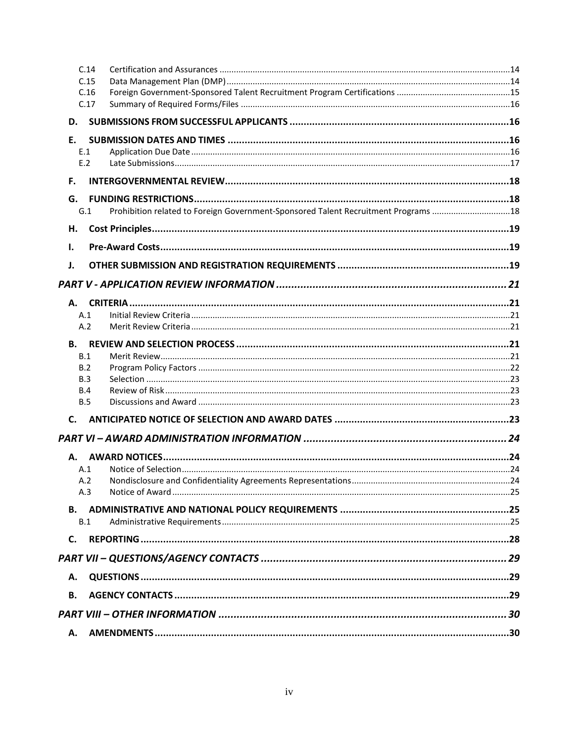C.14 Certification and Assurances ....................................................................................................14
C.15 Data Management Plan (DMP) ....................................................................................................14
C.16 Foreign Government-Sponsored Talent Recruitment Program Certifications ..............................15
C.17 Summary of Required Forms/Files ..............................................................................................16

**D. SUBMISSIONS FROM SUCCESSFUL APPLICANTS ....................................................................16**

**E. SUBMISSION DATES AND TIMES ..............................................................................................16**

E.1 Application Due Date ....................................................................................................................16
E.2 Late Submissions...........................................................................................................................17

**F. INTERGOVERNMENTAL REVIEW...............................................................................................18**

**G. FUNDING RESTRICTIONS...........................................................................................................18**

G.1 Prohibition related to Foreign Government-Sponsored Talent Recruitment Programs ................18

**H. Cost Principles..............................................................................................................................19**

**I. Pre-Award Costs............................................................................................................................19**

**J. OTHER SUBMISSION AND REGISTRATION REQUIREMENTS ...................................................19**

***PART V - APPLICATION REVIEW INFORMATION ...........................................................................21***

**A. CRITERIA ......................................................................................................................................21**

A.1 Initial Review Criteria ....................................................................................................................21
A.2 Merit Review Criteria .....................................................................................................................21

**B. REVIEW AND SELECTION PROCESS ..........................................................................................21**

B.1 Merit Review..................................................................................................................................21
B.2 Program Policy Factors ..................................................................................................................22
B.3 Selection ........................................................................................................................................23
B.4 Review of Risk................................................................................................................................23
B.5 Discussions and Award ..................................................................................................................23

**C. ANTICIPATED NOTICE OF SELECTION AND AWARD DATES ......................................................23**

***PART VI – AWARD ADMINISTRATION INFORMATION ..................................................................24***

**A. AWARD NOTICES.........................................................................................................................24**

A.1 Notice of Selection.........................................................................................................................24
A.2 Nondisclosure and Confidentiality Agreements Representations................................................24
A.3 Notice of Award .............................................................................................................................25

**B. ADMINISTRATIVE AND NATIONAL POLICY REQUIREMENTS ...................................................25**

B.1 Administrative Requirements........................................................................................................25

**C. REPORTING .................................................................................................................................28**

***PART VII – QUESTIONS/AGENCY CONTACTS ................................................................................29***

**A. QUESTIONS..................................................................................................................................29**

**B. AGENCY CONTACTS ....................................................................................................................29**

***PART VIII – OTHER INFORMATION ................................................................................................30***

**A. AMENDMENTS ............................................................................................................................30**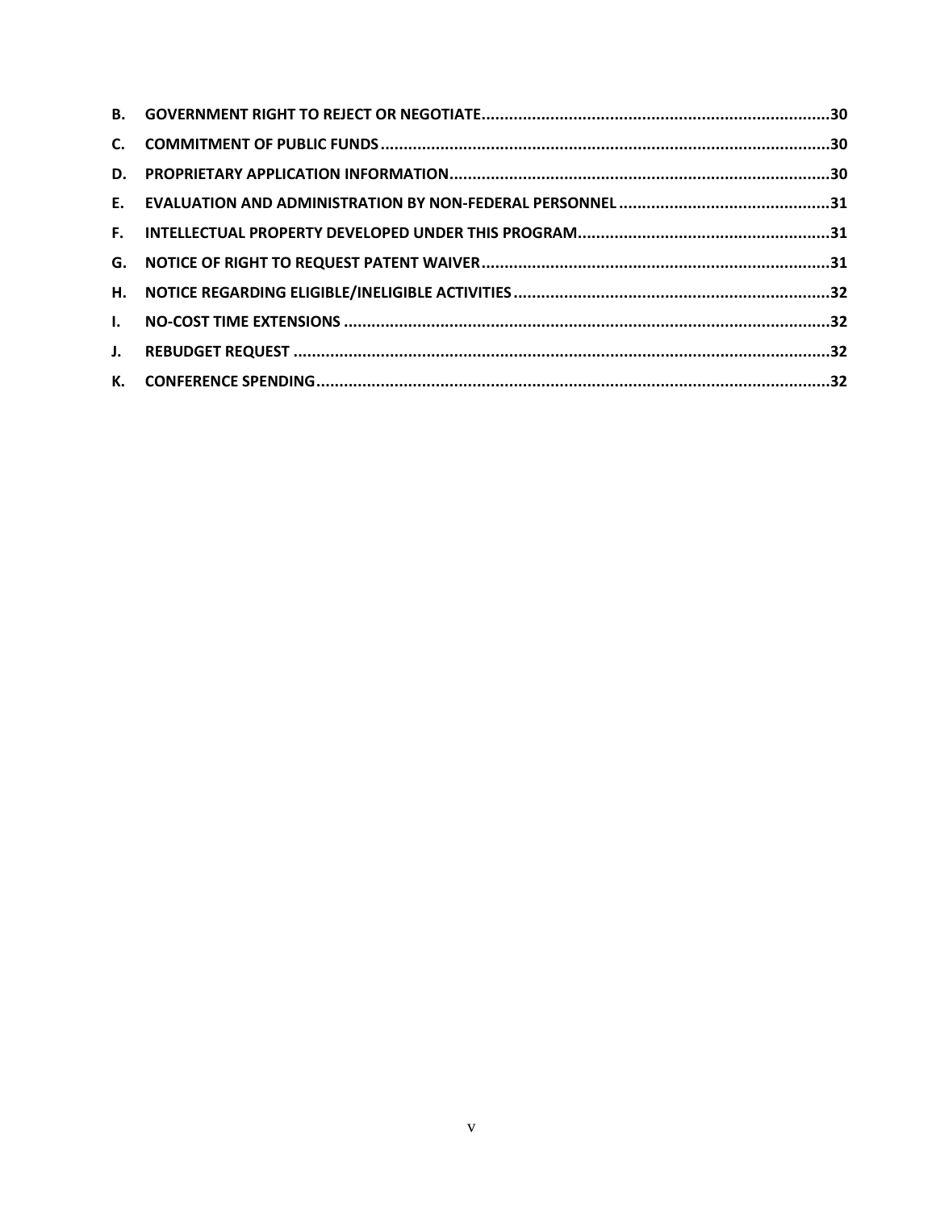**B. GOVERNMENT RIGHT TO REJECT OR NEGOTIATE** ........ 30

**C. COMMITMENT OF PUBLIC FUNDS** ........ 30

**D. PROPRIETARY APPLICATION INFORMATION** ........ 30

**E. EVALUATION AND ADMINISTRATION BY NON-FEDERAL PERSONNEL** ........ 31

**F. INTELLECTUAL PROPERTY DEVELOPED UNDER THIS PROGRAM** ........ 31

**G. NOTICE OF RIGHT TO REQUEST PATENT WAIVER** ........ 31

**H. NOTICE REGARDING ELIGIBLE/INELIGIBLE ACTIVITIES** ........ 32

**I. NO-COST TIME EXTENSIONS** ........ 32

**J. REBUDGET REQUEST** ........ 32

**K. CONFERENCE SPENDING** ........ 32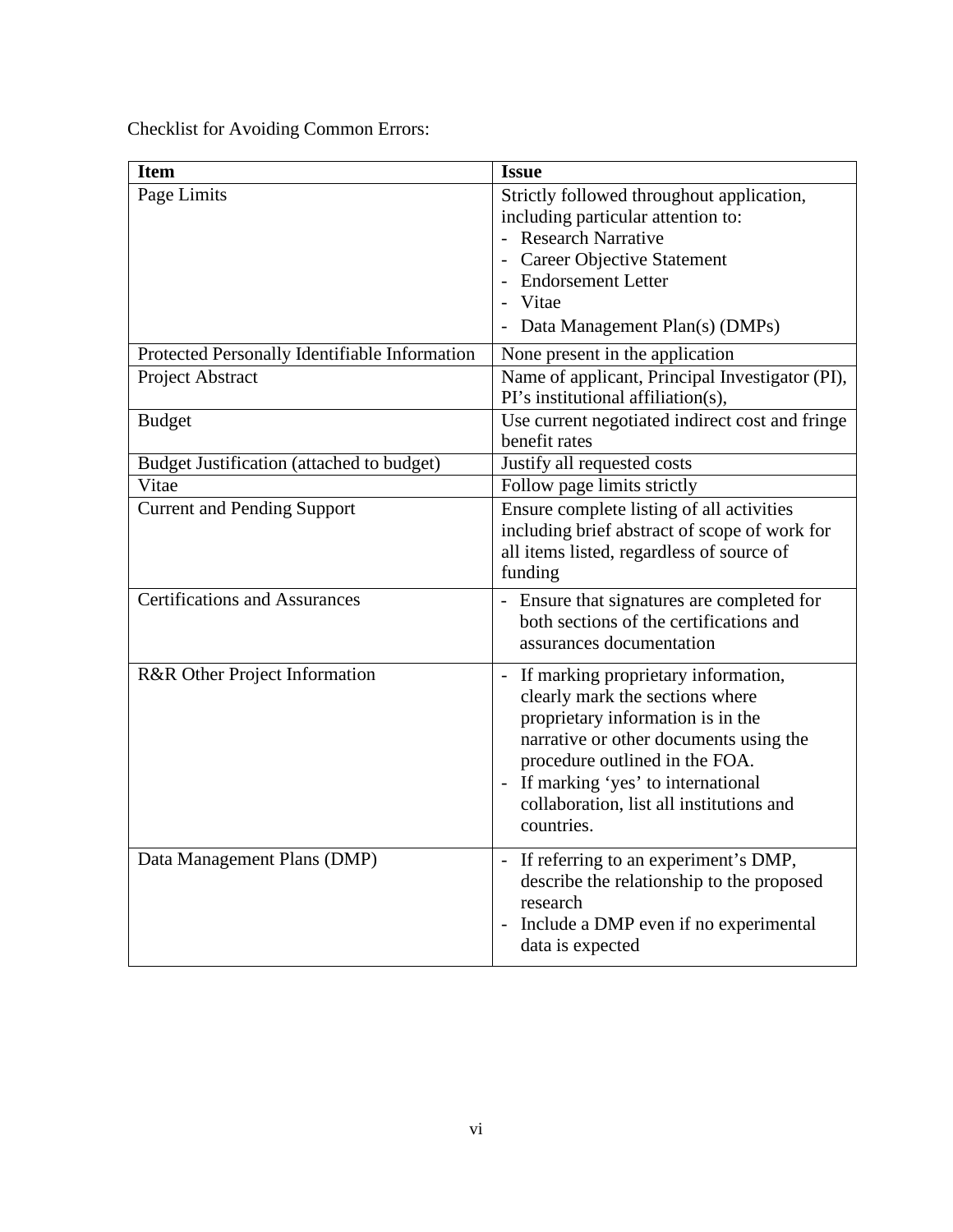Checklist for Avoiding Common Errors:

| **Item** | **Issue** |
| --- | --- |
| Page Limits | Strictly followed throughout application, including particular attention to:<br>- Research Narrative<br>- Career Objective Statement<br>- Endorsement Letter<br>- Vitae<br>- Data Management Plan(s) (DMPs) |
| Protected Personally Identifiable Information | None present in the application |
| Project Abstract | Name of applicant, Principal Investigator (PI), PI's institutional affiliation(s), |
| Budget | Use current negotiated indirect cost and fringe benefit rates |
| Budget Justification (attached to budget) | Justify all requested costs |
| Vitae | Follow page limits strictly |
| Current and Pending Support | Ensure complete listing of all activities including brief abstract of scope of work for all items listed, regardless of source of funding |
| Certifications and Assurances | - Ensure that signatures are completed for both sections of the certifications and assurances documentation |
| R&R Other Project Information | - If marking proprietary information, clearly mark the sections where proprietary information is in the narrative or other documents using the procedure outlined in the FOA.<br>- If marking 'yes' to international collaboration, list all institutions and countries. |
| Data Management Plans (DMP) | - If referring to an experiment's DMP, describe the relationship to the proposed research<br>- Include a DMP even if no experimental data is expected |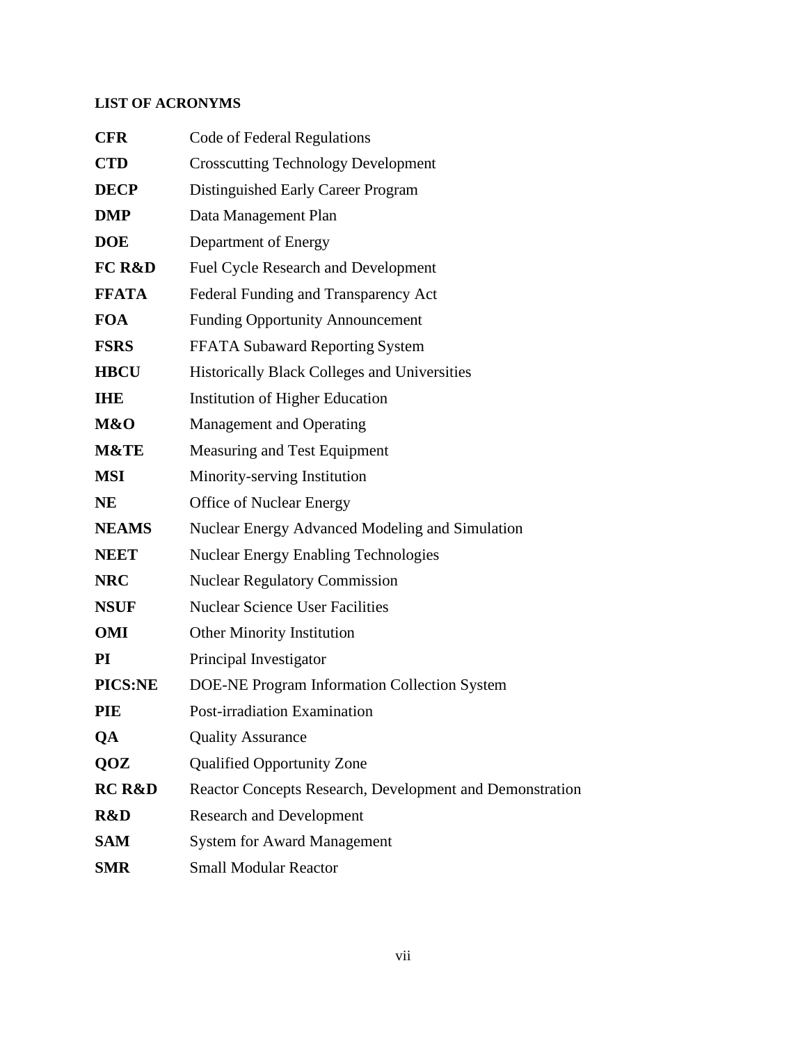**LIST OF ACRONYMS**

| | |
|---|---|
| **CFR** | Code of Federal Regulations |
| **CTD** | Crosscutting Technology Development |
| **DECP** | Distinguished Early Career Program |
| **DMP** | Data Management Plan |
| **DOE** | Department of Energy |
| **FC R&D** | Fuel Cycle Research and Development |
| **FFATA** | Federal Funding and Transparency Act |
| **FOA** | Funding Opportunity Announcement |
| **FSRS** | FFATA Subaward Reporting System |
| **HBCU** | Historically Black Colleges and Universities |
| **IHE** | Institution of Higher Education |
| **M&O** | Management and Operating |
| **M&TE** | Measuring and Test Equipment |
| **MSI** | Minority-serving Institution |
| **NE** | Office of Nuclear Energy |
| **NEAMS** | Nuclear Energy Advanced Modeling and Simulation |
| **NEET** | Nuclear Energy Enabling Technologies |
| **NRC** | Nuclear Regulatory Commission |
| **NSUF** | Nuclear Science User Facilities |
| **OMI** | Other Minority Institution |
| **PI** | Principal Investigator |
| **PICS:NE** | DOE-NE Program Information Collection System |
| **PIE** | Post-irradiation Examination |
| **QA** | Quality Assurance |
| **QOZ** | Qualified Opportunity Zone |
| **RC R&D** | Reactor Concepts Research, Development and Demonstration |
| **R&D** | Research and Development |
| **SAM** | System for Award Management |
| **SMR** | Small Modular Reactor |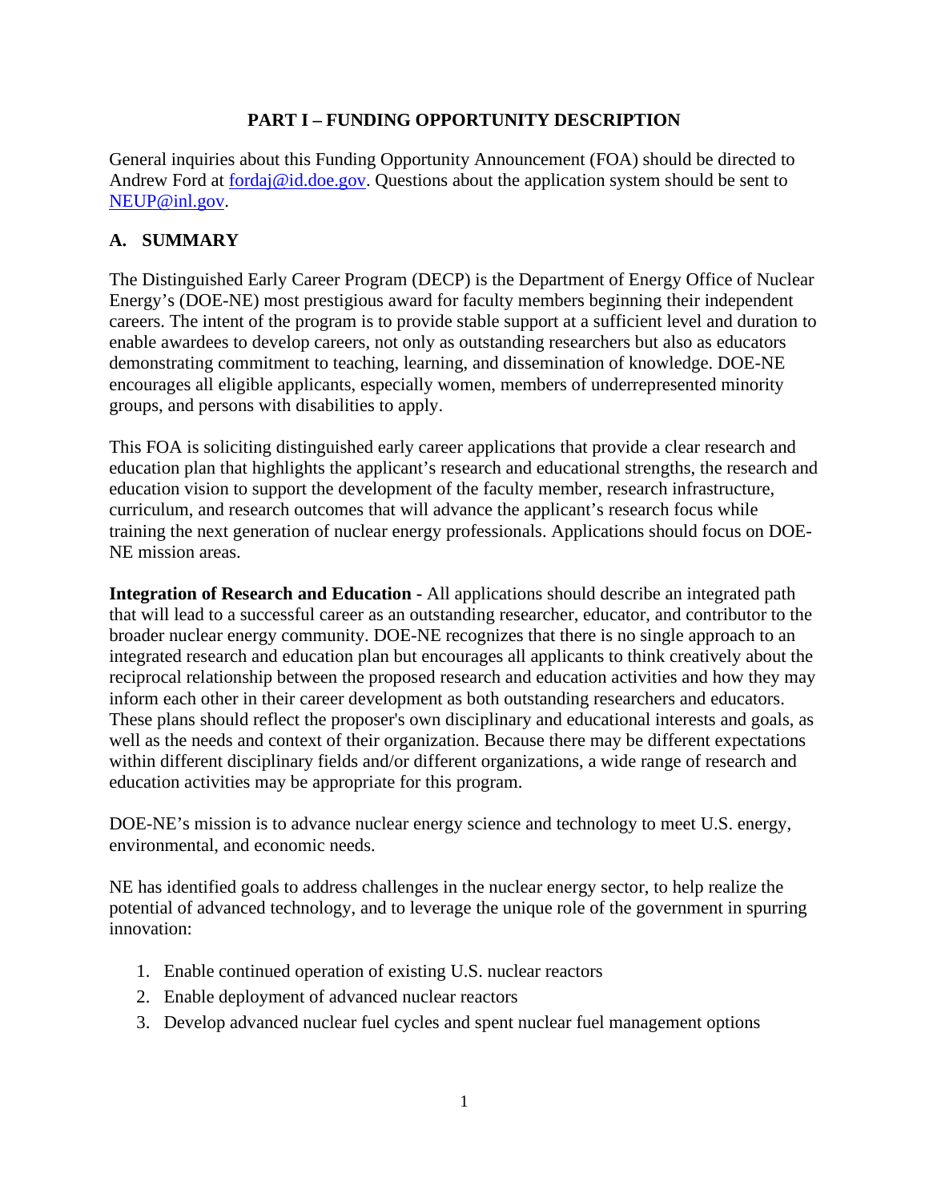# PART I – FUNDING OPPORTUNITY DESCRIPTION

General inquiries about this Funding Opportunity Announcement (FOA) should be directed to Andrew Ford at [fordaj@id.doe.gov](mailto:fordaj@id.doe.gov). Questions about the application system should be sent to [NEUP@inl.gov](mailto:NEUP@inl.gov).

## A. SUMMARY

The Distinguished Early Career Program (DECP) is the Department of Energy Office of Nuclear Energy's (DOE-NE) most prestigious award for faculty members beginning their independent careers. The intent of the program is to provide stable support at a sufficient level and duration to enable awardees to develop careers, not only as outstanding researchers but also as educators demonstrating commitment to teaching, learning, and dissemination of knowledge. DOE-NE encourages all eligible applicants, especially women, members of underrepresented minority groups, and persons with disabilities to apply.

This FOA is soliciting distinguished early career applications that provide a clear research and education plan that highlights the applicant's research and educational strengths, the research and education vision to support the development of the faculty member, research infrastructure, curriculum, and research outcomes that will advance the applicant's research focus while training the next generation of nuclear energy professionals. Applications should focus on DOE-NE mission areas.

**Integration of Research and Education -** All applications should describe an integrated path that will lead to a successful career as an outstanding researcher, educator, and contributor to the broader nuclear energy community. DOE-NE recognizes that there is no single approach to an integrated research and education plan but encourages all applicants to think creatively about the reciprocal relationship between the proposed research and education activities and how they may inform each other in their career development as both outstanding researchers and educators. These plans should reflect the proposer's own disciplinary and educational interests and goals, as well as the needs and context of their organization. Because there may be different expectations within different disciplinary fields and/or different organizations, a wide range of research and education activities may be appropriate for this program.

DOE-NE's mission is to advance nuclear energy science and technology to meet U.S. energy, environmental, and economic needs.

NE has identified goals to address challenges in the nuclear energy sector, to help realize the potential of advanced technology, and to leverage the unique role of the government in spurring innovation:

1. Enable continued operation of existing U.S. nuclear reactors
2. Enable deployment of advanced nuclear reactors
3. Develop advanced nuclear fuel cycles and spent nuclear fuel management options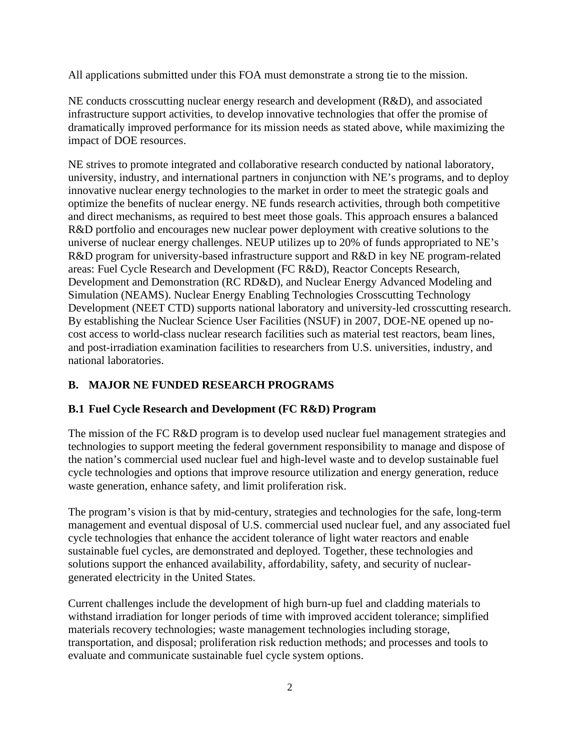All applications submitted under this FOA must demonstrate a strong tie to the mission.

NE conducts crosscutting nuclear energy research and development (R&D), and associated infrastructure support activities, to develop innovative technologies that offer the promise of dramatically improved performance for its mission needs as stated above, while maximizing the impact of DOE resources.

NE strives to promote integrated and collaborative research conducted by national laboratory, university, industry, and international partners in conjunction with NE's programs, and to deploy innovative nuclear energy technologies to the market in order to meet the strategic goals and optimize the benefits of nuclear energy. NE funds research activities, through both competitive and direct mechanisms, as required to best meet those goals. This approach ensures a balanced R&D portfolio and encourages new nuclear power deployment with creative solutions to the universe of nuclear energy challenges. NEUP utilizes up to 20% of funds appropriated to NE's R&D program for university-based infrastructure support and R&D in key NE program-related areas: Fuel Cycle Research and Development (FC R&D), Reactor Concepts Research, Development and Demonstration (RC RD&D), and Nuclear Energy Advanced Modeling and Simulation (NEAMS). Nuclear Energy Enabling Technologies Crosscutting Technology Development (NEET CTD) supports national laboratory and university-led crosscutting research. By establishing the Nuclear Science User Facilities (NSUF) in 2007, DOE-NE opened up no-cost access to world-class nuclear research facilities such as material test reactors, beam lines, and post-irradiation examination facilities to researchers from U.S. universities, industry, and national laboratories.

## B. MAJOR NE FUNDED RESEARCH PROGRAMS

### B.1 Fuel Cycle Research and Development (FC R&D) Program

The mission of the FC R&D program is to develop used nuclear fuel management strategies and technologies to support meeting the federal government responsibility to manage and dispose of the nation's commercial used nuclear fuel and high-level waste and to develop sustainable fuel cycle technologies and options that improve resource utilization and energy generation, reduce waste generation, enhance safety, and limit proliferation risk.

The program's vision is that by mid-century, strategies and technologies for the safe, long-term management and eventual disposal of U.S. commercial used nuclear fuel, and any associated fuel cycle technologies that enhance the accident tolerance of light water reactors and enable sustainable fuel cycles, are demonstrated and deployed. Together, these technologies and solutions support the enhanced availability, affordability, safety, and security of nuclear-generated electricity in the United States.

Current challenges include the development of high burn-up fuel and cladding materials to withstand irradiation for longer periods of time with improved accident tolerance; simplified materials recovery technologies; waste management technologies including storage, transportation, and disposal; proliferation risk reduction methods; and processes and tools to evaluate and communicate sustainable fuel cycle system options.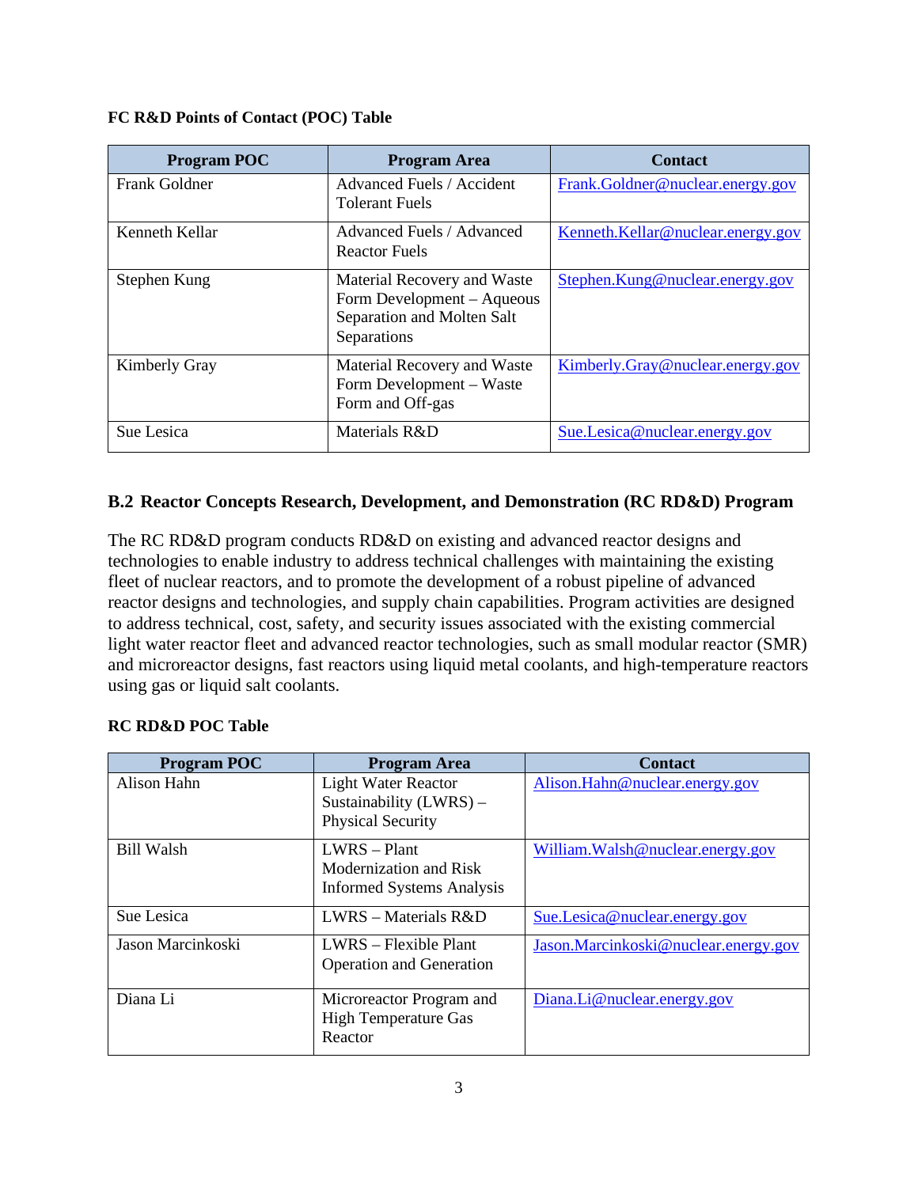**FC R&D Points of Contact (POC) Table**

| Program POC | Program Area | Contact |
|---|---|---|
| Frank Goldner | Advanced Fuels / Accident Tolerant Fuels | Frank.Goldner@nuclear.energy.gov |
| Kenneth Kellar | Advanced Fuels / Advanced Reactor Fuels | Kenneth.Kellar@nuclear.energy.gov |
| Stephen Kung | Material Recovery and Waste Form Development – Aqueous Separation and Molten Salt Separations | Stephen.Kung@nuclear.energy.gov |
| Kimberly Gray | Material Recovery and Waste Form Development – Waste Form and Off-gas | Kimberly.Gray@nuclear.energy.gov |
| Sue Lesica | Materials R&D | Sue.Lesica@nuclear.energy.gov |

## B.2 Reactor Concepts Research, Development, and Demonstration (RC RD&D) Program

The RC RD&D program conducts RD&D on existing and advanced reactor designs and technologies to enable industry to address technical challenges with maintaining the existing fleet of nuclear reactors, and to promote the development of a robust pipeline of advanced reactor designs and technologies, and supply chain capabilities. Program activities are designed to address technical, cost, safety, and security issues associated with the existing commercial light water reactor fleet and advanced reactor technologies, such as small modular reactor (SMR) and microreactor designs, fast reactors using liquid metal coolants, and high-temperature reactors using gas or liquid salt coolants.

**RC RD&D POC Table**

| Program POC | Program Area | Contact |
|---|---|---|
| Alison Hahn | Light Water Reactor Sustainability (LWRS) – Physical Security | Alison.Hahn@nuclear.energy.gov |
| Bill Walsh | LWRS – Plant Modernization and Risk Informed Systems Analysis | William.Walsh@nuclear.energy.gov |
| Sue Lesica | LWRS – Materials R&D | Sue.Lesica@nuclear.energy.gov |
| Jason Marcinkoski | LWRS – Flexible Plant Operation and Generation | Jason.Marcinkoski@nuclear.energy.gov |
| Diana Li | Microreactor Program and High Temperature Gas Reactor | Diana.Li@nuclear.energy.gov |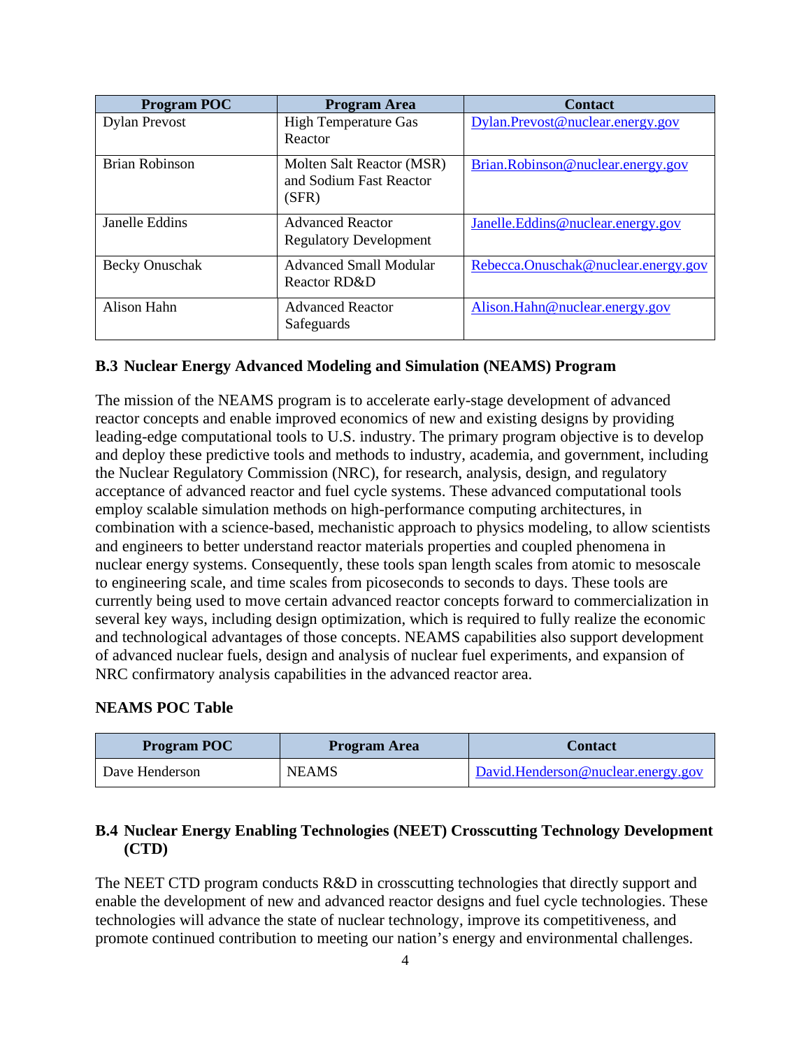| Program POC | Program Area | Contact |
| --- | --- | --- |
| Dylan Prevost | High Temperature Gas Reactor | Dylan.Prevost@nuclear.energy.gov |
| Brian Robinson | Molten Salt Reactor (MSR) and Sodium Fast Reactor (SFR) | Brian.Robinson@nuclear.energy.gov |
| Janelle Eddins | Advanced Reactor Regulatory Development | Janelle.Eddins@nuclear.energy.gov |
| Becky Onuschak | Advanced Small Modular Reactor RD&D | Rebecca.Onuschak@nuclear.energy.gov |
| Alison Hahn | Advanced Reactor Safeguards | Alison.Hahn@nuclear.energy.gov |

### B.3 Nuclear Energy Advanced Modeling and Simulation (NEAMS) Program

The mission of the NEAMS program is to accelerate early-stage development of advanced reactor concepts and enable improved economics of new and existing designs by providing leading-edge computational tools to U.S. industry. The primary program objective is to develop and deploy these predictive tools and methods to industry, academia, and government, including the Nuclear Regulatory Commission (NRC), for research, analysis, design, and regulatory acceptance of advanced reactor and fuel cycle systems. These advanced computational tools employ scalable simulation methods on high-performance computing architectures, in combination with a science-based, mechanistic approach to physics modeling, to allow scientists and engineers to better understand reactor materials properties and coupled phenomena in nuclear energy systems. Consequently, these tools span length scales from atomic to mesoscale to engineering scale, and time scales from picoseconds to seconds to days. These tools are currently being used to move certain advanced reactor concepts forward to commercialization in several key ways, including design optimization, which is required to fully realize the economic and technological advantages of those concepts. NEAMS capabilities also support development of advanced nuclear fuels, design and analysis of nuclear fuel experiments, and expansion of NRC confirmatory analysis capabilities in the advanced reactor area.

**NEAMS POC Table**

| Program POC | Program Area | Contact |
| --- | --- | --- |
| Dave Henderson | NEAMS | David.Henderson@nuclear.energy.gov |

### B.4 Nuclear Energy Enabling Technologies (NEET) Crosscutting Technology Development (CTD)

The NEET CTD program conducts R&D in crosscutting technologies that directly support and enable the development of new and advanced reactor designs and fuel cycle technologies. These technologies will advance the state of nuclear technology, improve its competitiveness, and promote continued contribution to meeting our nation's energy and environmental challenges.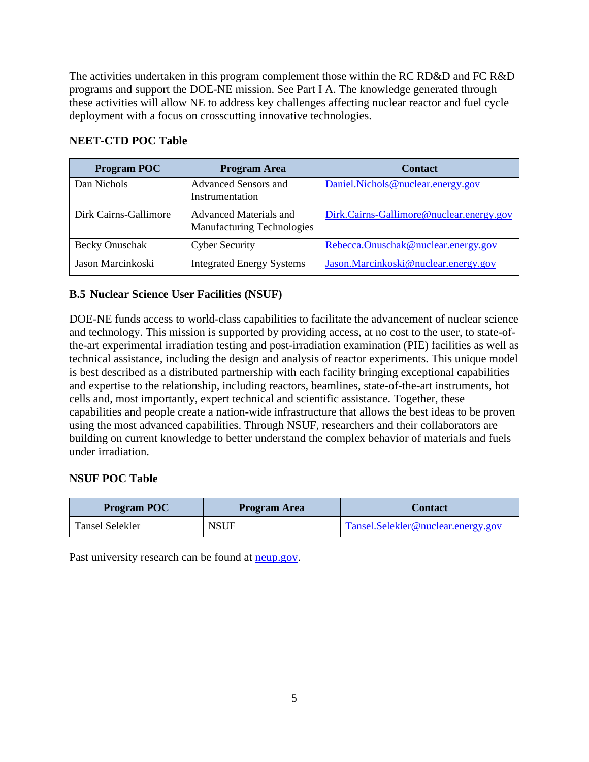The activities undertaken in this program complement those within the RC RD&D and FC R&D programs and support the DOE-NE mission. See Part I A. The knowledge generated through these activities will allow NE to address key challenges affecting nuclear reactor and fuel cycle deployment with a focus on crosscutting innovative technologies.

**NEET-CTD POC Table**

| Program POC | Program Area | Contact |
| --- | --- | --- |
| Dan Nichols | Advanced Sensors and Instrumentation | Daniel.Nichols@nuclear.energy.gov |
| Dirk Cairns-Gallimore | Advanced Materials and Manufacturing Technologies | Dirk.Cairns-Gallimore@nuclear.energy.gov |
| Becky Onuschak | Cyber Security | Rebecca.Onuschak@nuclear.energy.gov |
| Jason Marcinkoski | Integrated Energy Systems | Jason.Marcinkoski@nuclear.energy.gov |

### B.5 Nuclear Science User Facilities (NSUF)

DOE-NE funds access to world-class capabilities to facilitate the advancement of nuclear science and technology. This mission is supported by providing access, at no cost to the user, to state-of-the-art experimental irradiation testing and post-irradiation examination (PIE) facilities as well as technical assistance, including the design and analysis of reactor experiments. This unique model is best described as a distributed partnership with each facility bringing exceptional capabilities and expertise to the relationship, including reactors, beamlines, state-of-the-art instruments, hot cells and, most importantly, expert technical and scientific assistance. Together, these capabilities and people create a nation-wide infrastructure that allows the best ideas to be proven using the most advanced capabilities. Through NSUF, researchers and their collaborators are building on current knowledge to better understand the complex behavior of materials and fuels under irradiation.

**NSUF POC Table**

| Program POC | Program Area | Contact |
| --- | --- | --- |
| Tansel Selekler | NSUF | Tansel.Selekler@nuclear.energy.gov |

Past university research can be found at neup.gov.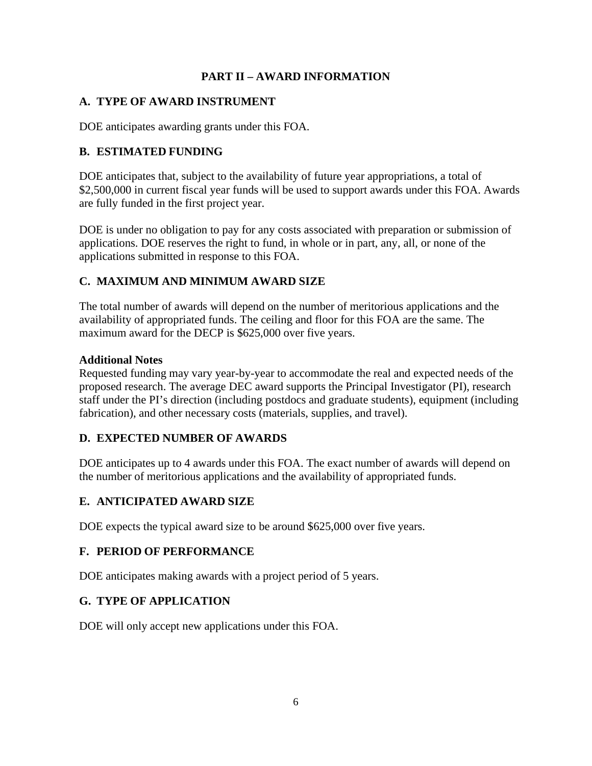## PART II – AWARD INFORMATION

### A. TYPE OF AWARD INSTRUMENT

DOE anticipates awarding grants under this FOA.

### B. ESTIMATED FUNDING

DOE anticipates that, subject to the availability of future year appropriations, a total of $2,500,000 in current fiscal year funds will be used to support awards under this FOA. Awards are fully funded in the first project year.

DOE is under no obligation to pay for any costs associated with preparation or submission of applications. DOE reserves the right to fund, in whole or in part, any, all, or none of the applications submitted in response to this FOA.

### C. MAXIMUM AND MINIMUM AWARD SIZE

The total number of awards will depend on the number of meritorious applications and the availability of appropriated funds. The ceiling and floor for this FOA are the same. The maximum award for the DECP is $625,000 over five years.

**Additional Notes**
Requested funding may vary year-by-year to accommodate the real and expected needs of the proposed research. The average DEC award supports the Principal Investigator (PI), research staff under the PI's direction (including postdocs and graduate students), equipment (including fabrication), and other necessary costs (materials, supplies, and travel).

### D. EXPECTED NUMBER OF AWARDS

DOE anticipates up to 4 awards under this FOA. The exact number of awards will depend on the number of meritorious applications and the availability of appropriated funds.

### E. ANTICIPATED AWARD SIZE

DOE expects the typical award size to be around $625,000 over five years.

### F. PERIOD OF PERFORMANCE

DOE anticipates making awards with a project period of 5 years.

### G. TYPE OF APPLICATION

DOE will only accept new applications under this FOA.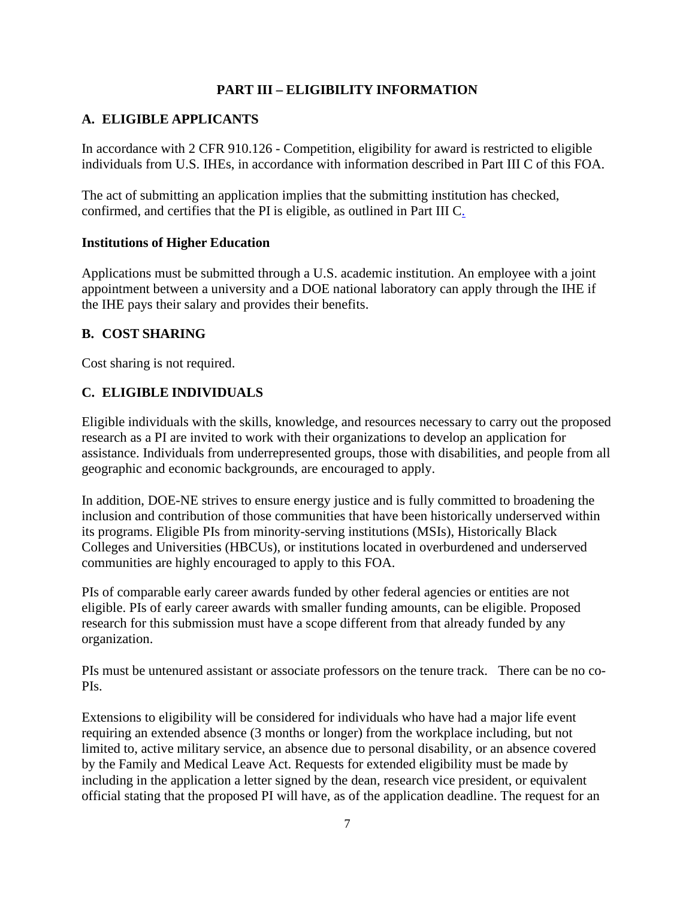# PART III – ELIGIBILITY INFORMATION

## A. ELIGIBLE APPLICANTS

In accordance with 2 CFR 910.126 - Competition, eligibility for award is restricted to eligible individuals from U.S. IHEs, in accordance with information described in Part III C of this FOA.

The act of submitting an application implies that the submitting institution has checked, confirmed, and certifies that the PI is eligible, as outlined in Part III C.

### Institutions of Higher Education

Applications must be submitted through a U.S. academic institution. An employee with a joint appointment between a university and a DOE national laboratory can apply through the IHE if the IHE pays their salary and provides their benefits.

## B. COST SHARING

Cost sharing is not required.

## C. ELIGIBLE INDIVIDUALS

Eligible individuals with the skills, knowledge, and resources necessary to carry out the proposed research as a PI are invited to work with their organizations to develop an application for assistance. Individuals from underrepresented groups, those with disabilities, and people from all geographic and economic backgrounds, are encouraged to apply.

In addition, DOE-NE strives to ensure energy justice and is fully committed to broadening the inclusion and contribution of those communities that have been historically underserved within its programs. Eligible PIs from minority-serving institutions (MSIs), Historically Black Colleges and Universities (HBCUs), or institutions located in overburdened and underserved communities are highly encouraged to apply to this FOA.

PIs of comparable early career awards funded by other federal agencies or entities are not eligible. PIs of early career awards with smaller funding amounts, can be eligible. Proposed research for this submission must have a scope different from that already funded by any organization.

PIs must be untenured assistant or associate professors on the tenure track. There can be no co-PIs.

Extensions to eligibility will be considered for individuals who have had a major life event requiring an extended absence (3 months or longer) from the workplace including, but not limited to, active military service, an absence due to personal disability, or an absence covered by the Family and Medical Leave Act. Requests for extended eligibility must be made by including in the application a letter signed by the dean, research vice president, or equivalent official stating that the proposed PI will have, as of the application deadline. The request for an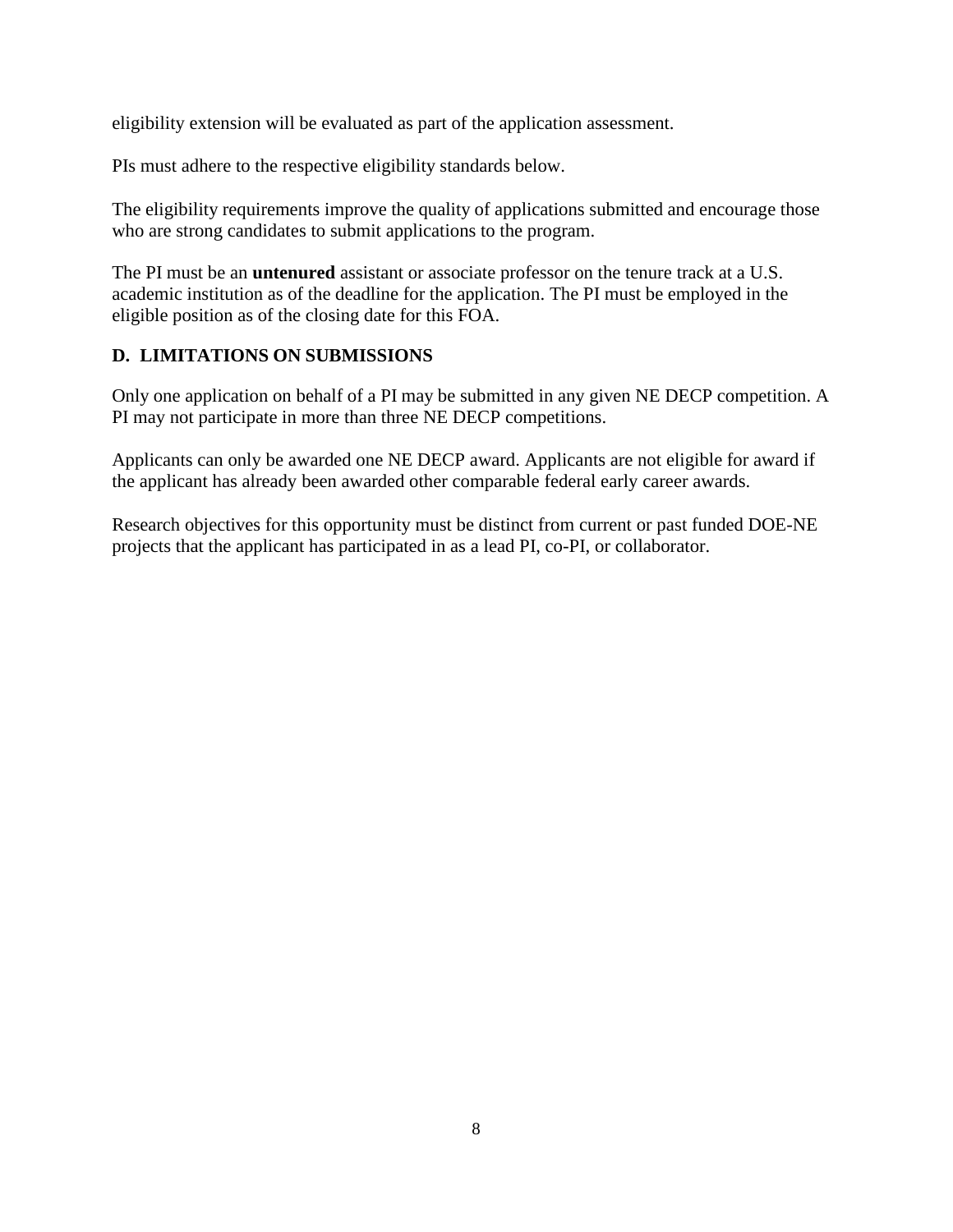eligibility extension will be evaluated as part of the application assessment.

PIs must adhere to the respective eligibility standards below.

The eligibility requirements improve the quality of applications submitted and encourage those who are strong candidates to submit applications to the program.

The PI must be an **untenured** assistant or associate professor on the tenure track at a U.S. academic institution as of the deadline for the application. The PI must be employed in the eligible position as of the closing date for this FOA.

### D. LIMITATIONS ON SUBMISSIONS

Only one application on behalf of a PI may be submitted in any given NE DECP competition. A PI may not participate in more than three NE DECP competitions.

Applicants can only be awarded one NE DECP award. Applicants are not eligible for award if the applicant has already been awarded other comparable federal early career awards.

Research objectives for this opportunity must be distinct from current or past funded DOE-NE projects that the applicant has participated in as a lead PI, co-PI, or collaborator.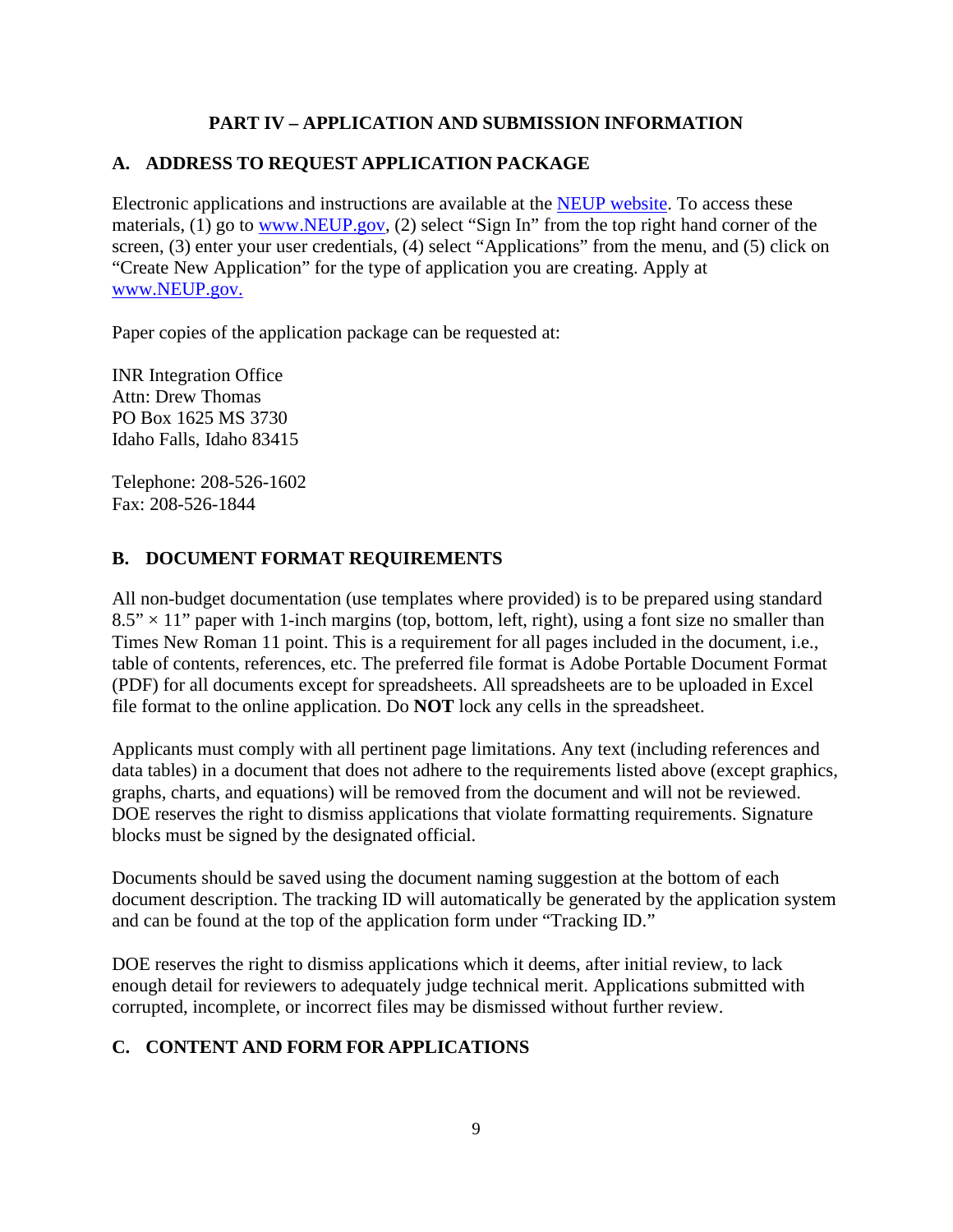## PART IV – APPLICATION AND SUBMISSION INFORMATION

### A. ADDRESS TO REQUEST APPLICATION PACKAGE

Electronic applications and instructions are available at the NEUP website. To access these materials, (1) go to www.NEUP.gov, (2) select "Sign In" from the top right hand corner of the screen, (3) enter your user credentials, (4) select "Applications" from the menu, and (5) click on "Create New Application" for the type of application you are creating. Apply at www.NEUP.gov.

Paper copies of the application package can be requested at:

INR Integration Office
Attn: Drew Thomas
PO Box 1625 MS 3730
Idaho Falls, Idaho 83415

Telephone: 208-526-1602
Fax: 208-526-1844

### B. DOCUMENT FORMAT REQUIREMENTS

All non-budget documentation (use templates where provided) is to be prepared using standard 8.5" × 11" paper with 1-inch margins (top, bottom, left, right), using a font size no smaller than Times New Roman 11 point. This is a requirement for all pages included in the document, i.e., table of contents, references, etc. The preferred file format is Adobe Portable Document Format (PDF) for all documents except for spreadsheets. All spreadsheets are to be uploaded in Excel file format to the online application. Do **NOT** lock any cells in the spreadsheet.

Applicants must comply with all pertinent page limitations. Any text (including references and data tables) in a document that does not adhere to the requirements listed above (except graphics, graphs, charts, and equations) will be removed from the document and will not be reviewed. DOE reserves the right to dismiss applications that violate formatting requirements. Signature blocks must be signed by the designated official.

Documents should be saved using the document naming suggestion at the bottom of each document description. The tracking ID will automatically be generated by the application system and can be found at the top of the application form under "Tracking ID."

DOE reserves the right to dismiss applications which it deems, after initial review, to lack enough detail for reviewers to adequately judge technical merit. Applications submitted with corrupted, incomplete, or incorrect files may be dismissed without further review.

### C. CONTENT AND FORM FOR APPLICATIONS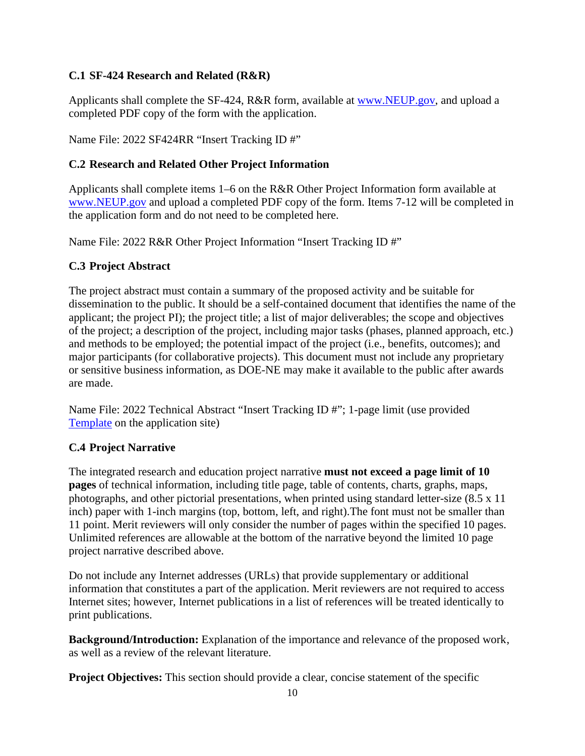### C.1 SF-424 Research and Related (R&R)

Applicants shall complete the SF-424, R&R form, available at [www.NEUP.gov](www.NEUP.gov), and upload a completed PDF copy of the form with the application.

Name File: 2022 SF424RR "Insert Tracking ID #"

### C.2 Research and Related Other Project Information

Applicants shall complete items 1–6 on the R&R Other Project Information form available at [www.NEUP.gov](www.NEUP.gov) and upload a completed PDF copy of the form. Items 7-12 will be completed in the application form and do not need to be completed here.

Name File: 2022 R&R Other Project Information "Insert Tracking ID #"

### C.3 Project Abstract

The project abstract must contain a summary of the proposed activity and be suitable for dissemination to the public. It should be a self-contained document that identifies the name of the applicant; the project PI); the project title; a list of major deliverables; the scope and objectives of the project; a description of the project, including major tasks (phases, planned approach, etc.) and methods to be employed; the potential impact of the project (i.e., benefits, outcomes); and major participants (for collaborative projects). This document must not include any proprietary or sensitive business information, as DOE-NE may make it available to the public after awards are made.

Name File: 2022 Technical Abstract "Insert Tracking ID #"; 1-page limit (use provided Template on the application site)

### C.4 Project Narrative

The integrated research and education project narrative **must not exceed a page limit of 10 pages** of technical information, including title page, table of contents, charts, graphs, maps, photographs, and other pictorial presentations, when printed using standard letter-size (8.5 x 11 inch) paper with 1-inch margins (top, bottom, left, and right).The font must not be smaller than 11 point. Merit reviewers will only consider the number of pages within the specified 10 pages. Unlimited references are allowable at the bottom of the narrative beyond the limited 10 page project narrative described above.

Do not include any Internet addresses (URLs) that provide supplementary or additional information that constitutes a part of the application. Merit reviewers are not required to access Internet sites; however, Internet publications in a list of references will be treated identically to print publications.

**Background/Introduction:** Explanation of the importance and relevance of the proposed work, as well as a review of the relevant literature.

**Project Objectives:** This section should provide a clear, concise statement of the specific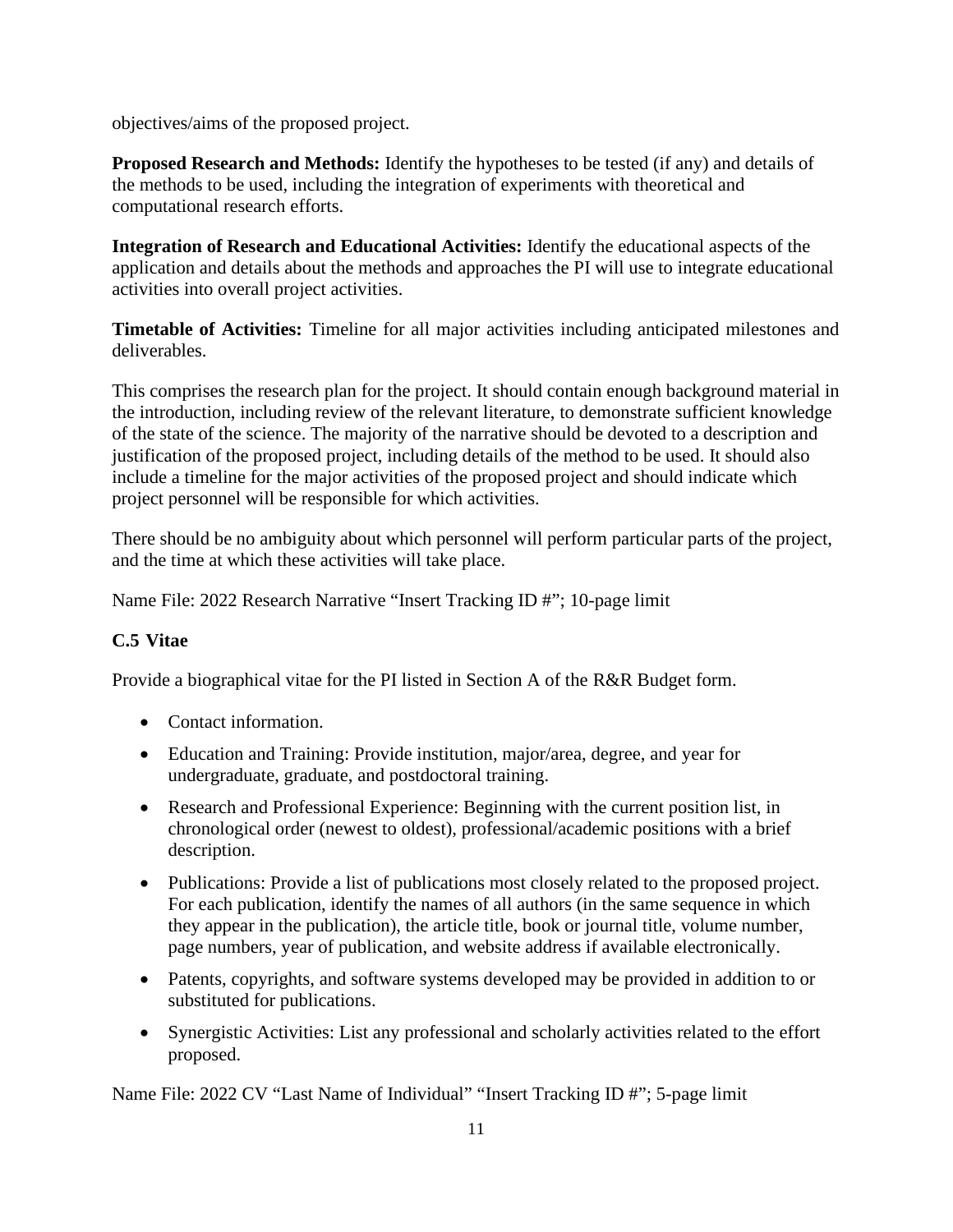objectives/aims of the proposed project.

**Proposed Research and Methods:** Identify the hypotheses to be tested (if any) and details of the methods to be used, including the integration of experiments with theoretical and computational research efforts.

**Integration of Research and Educational Activities:** Identify the educational aspects of the application and details about the methods and approaches the PI will use to integrate educational activities into overall project activities.

**Timetable of Activities:** Timeline for all major activities including anticipated milestones and deliverables.

This comprises the research plan for the project. It should contain enough background material in the introduction, including review of the relevant literature, to demonstrate sufficient knowledge of the state of the science. The majority of the narrative should be devoted to a description and justification of the proposed project, including details of the method to be used. It should also include a timeline for the major activities of the proposed project and should indicate which project personnel will be responsible for which activities.

There should be no ambiguity about which personnel will perform particular parts of the project, and the time at which these activities will take place.

Name File: 2022 Research Narrative "Insert Tracking ID #"; 10-page limit

### C.5 Vitae

Provide a biographical vitae for the PI listed in Section A of the R&R Budget form.

- Contact information.
- Education and Training: Provide institution, major/area, degree, and year for undergraduate, graduate, and postdoctoral training.
- Research and Professional Experience: Beginning with the current position list, in chronological order (newest to oldest), professional/academic positions with a brief description.
- Publications: Provide a list of publications most closely related to the proposed project. For each publication, identify the names of all authors (in the same sequence in which they appear in the publication), the article title, book or journal title, volume number, page numbers, year of publication, and website address if available electronically.
- Patents, copyrights, and software systems developed may be provided in addition to or substituted for publications.
- Synergistic Activities: List any professional and scholarly activities related to the effort proposed.

Name File: 2022 CV "Last Name of Individual" "Insert Tracking ID #"; 5-page limit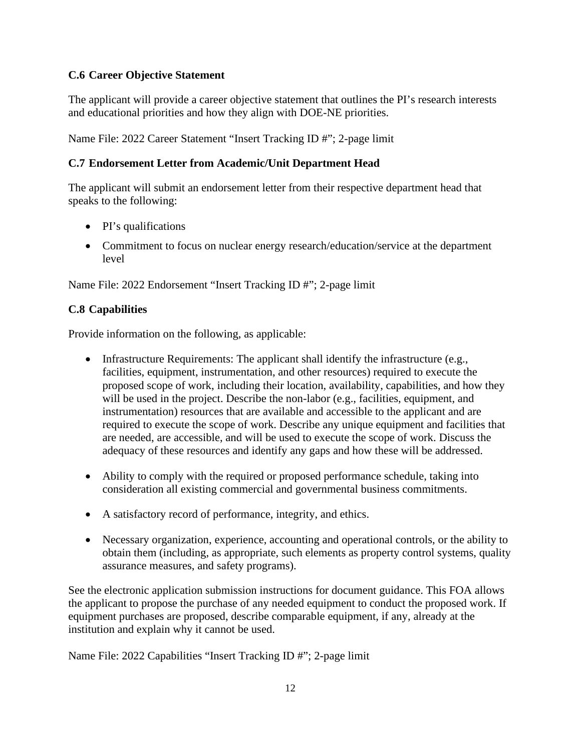### C.6 Career Objective Statement

The applicant will provide a career objective statement that outlines the PI's research interests and educational priorities and how they align with DOE-NE priorities.

Name File: 2022 Career Statement "Insert Tracking ID #"; 2-page limit

### C.7 Endorsement Letter from Academic/Unit Department Head

The applicant will submit an endorsement letter from their respective department head that speaks to the following:

- PI's qualifications
- Commitment to focus on nuclear energy research/education/service at the department level

Name File: 2022 Endorsement "Insert Tracking ID #"; 2-page limit

### C.8 Capabilities

Provide information on the following, as applicable:

- Infrastructure Requirements: The applicant shall identify the infrastructure (e.g., facilities, equipment, instrumentation, and other resources) required to execute the proposed scope of work, including their location, availability, capabilities, and how they will be used in the project. Describe the non-labor (e.g., facilities, equipment, and instrumentation) resources that are available and accessible to the applicant and are required to execute the scope of work. Describe any unique equipment and facilities that are needed, are accessible, and will be used to execute the scope of work. Discuss the adequacy of these resources and identify any gaps and how these will be addressed.
- Ability to comply with the required or proposed performance schedule, taking into consideration all existing commercial and governmental business commitments.
- A satisfactory record of performance, integrity, and ethics.
- Necessary organization, experience, accounting and operational controls, or the ability to obtain them (including, as appropriate, such elements as property control systems, quality assurance measures, and safety programs).

See the electronic application submission instructions for document guidance. This FOA allows the applicant to propose the purchase of any needed equipment to conduct the proposed work. If equipment purchases are proposed, describe comparable equipment, if any, already at the institution and explain why it cannot be used.

Name File: 2022 Capabilities "Insert Tracking ID #"; 2-page limit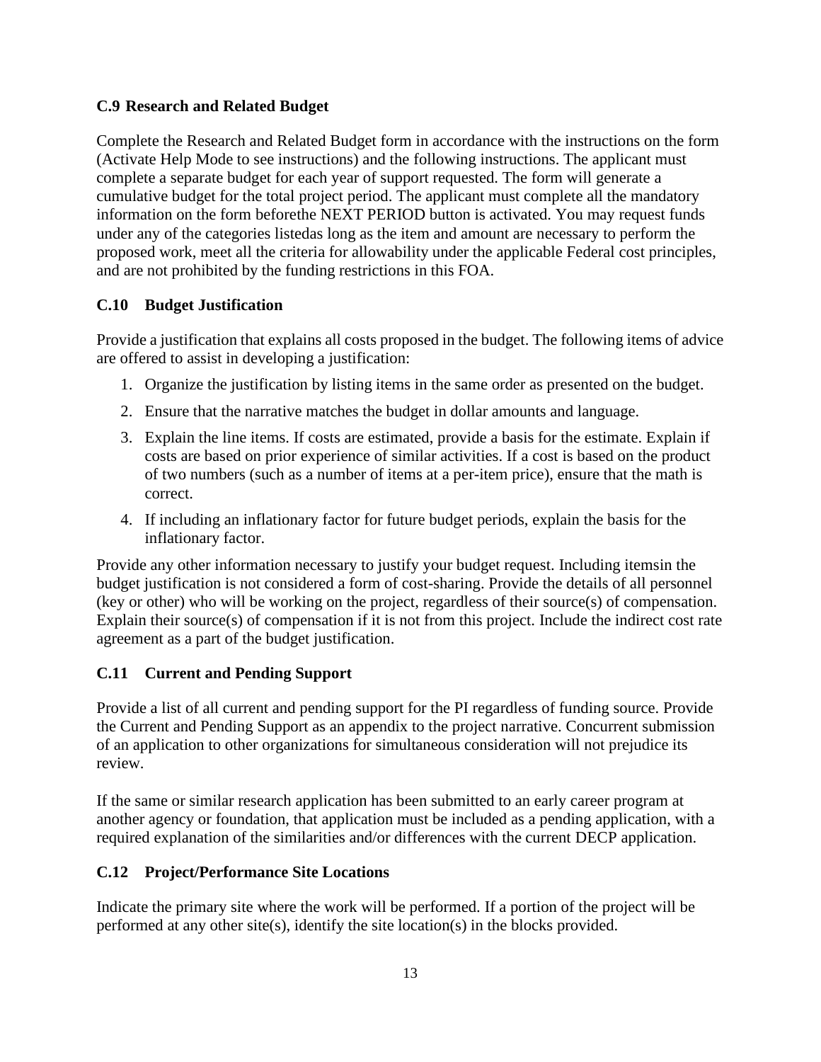### C.9 Research and Related Budget

Complete the Research and Related Budget form in accordance with the instructions on the form (Activate Help Mode to see instructions) and the following instructions. The applicant must complete a separate budget for each year of support requested. The form will generate a cumulative budget for the total project period. The applicant must complete all the mandatory information on the form beforethe NEXT PERIOD button is activated. You may request funds under any of the categories listedas long as the item and amount are necessary to perform the proposed work, meet all the criteria for allowability under the applicable Federal cost principles, and are not prohibited by the funding restrictions in this FOA.

### C.10 Budget Justification

Provide a justification that explains all costs proposed in the budget. The following items of advice are offered to assist in developing a justification:

1. Organize the justification by listing items in the same order as presented on the budget.
2. Ensure that the narrative matches the budget in dollar amounts and language.
3. Explain the line items. If costs are estimated, provide a basis for the estimate. Explain if costs are based on prior experience of similar activities. If a cost is based on the product of two numbers (such as a number of items at a per-item price), ensure that the math is correct.
4. If including an inflationary factor for future budget periods, explain the basis for the inflationary factor.

Provide any other information necessary to justify your budget request. Including itemsin the budget justification is not considered a form of cost-sharing. Provide the details of all personnel (key or other) who will be working on the project, regardless of their source(s) of compensation. Explain their source(s) of compensation if it is not from this project. Include the indirect cost rate agreement as a part of the budget justification.

### C.11 Current and Pending Support

Provide a list of all current and pending support for the PI regardless of funding source. Provide the Current and Pending Support as an appendix to the project narrative. Concurrent submission of an application to other organizations for simultaneous consideration will not prejudice its review.

If the same or similar research application has been submitted to an early career program at another agency or foundation, that application must be included as a pending application, with a required explanation of the similarities and/or differences with the current DECP application.

### C.12 Project/Performance Site Locations

Indicate the primary site where the work will be performed. If a portion of the project will be performed at any other site(s), identify the site location(s) in the blocks provided.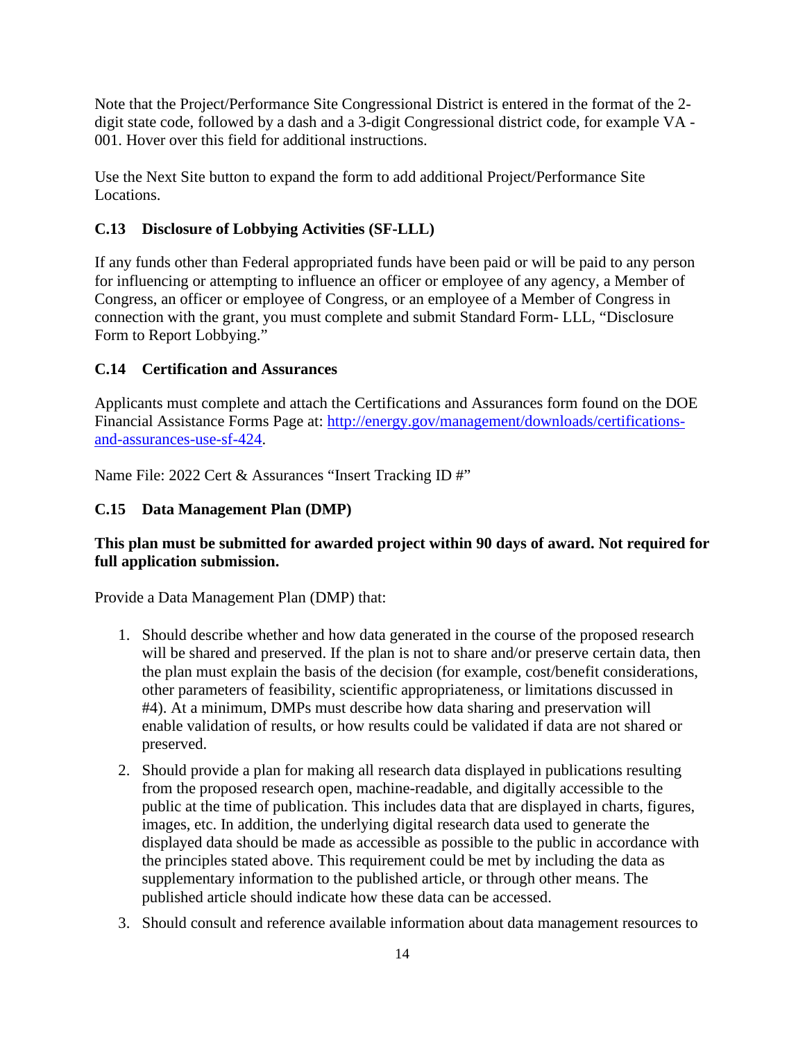Note that the Project/Performance Site Congressional District is entered in the format of the 2-digit state code, followed by a dash and a 3-digit Congressional district code, for example VA - 001. Hover over this field for additional instructions.

Use the Next Site button to expand the form to add additional Project/Performance Site Locations.

### C.13 Disclosure of Lobbying Activities (SF-LLL)

If any funds other than Federal appropriated funds have been paid or will be paid to any person for influencing or attempting to influence an officer or employee of any agency, a Member of Congress, an officer or employee of Congress, or an employee of a Member of Congress in connection with the grant, you must complete and submit Standard Form- LLL, "Disclosure Form to Report Lobbying."

### C.14 Certification and Assurances

Applicants must complete and attach the Certifications and Assurances form found on the DOE Financial Assistance Forms Page at: [http://energy.gov/management/downloads/certifications-and-assurances-use-sf-424](http://energy.gov/management/downloads/certifications-and-assurances-use-sf-424).

Name File: 2022 Cert & Assurances "Insert Tracking ID #"

### C.15 Data Management Plan (DMP)

**This plan must be submitted for awarded project within 90 days of award. Not required for full application submission.**

Provide a Data Management Plan (DMP) that:

1. Should describe whether and how data generated in the course of the proposed research will be shared and preserved. If the plan is not to share and/or preserve certain data, then the plan must explain the basis of the decision (for example, cost/benefit considerations, other parameters of feasibility, scientific appropriateness, or limitations discussed in #4). At a minimum, DMPs must describe how data sharing and preservation will enable validation of results, or how results could be validated if data are not shared or preserved.
2. Should provide a plan for making all research data displayed in publications resulting from the proposed research open, machine-readable, and digitally accessible to the public at the time of publication. This includes data that are displayed in charts, figures, images, etc. In addition, the underlying digital research data used to generate the displayed data should be made as accessible as possible to the public in accordance with the principles stated above. This requirement could be met by including the data as supplementary information to the published article, or through other means. The published article should indicate how these data can be accessed.
3. Should consult and reference available information about data management resources to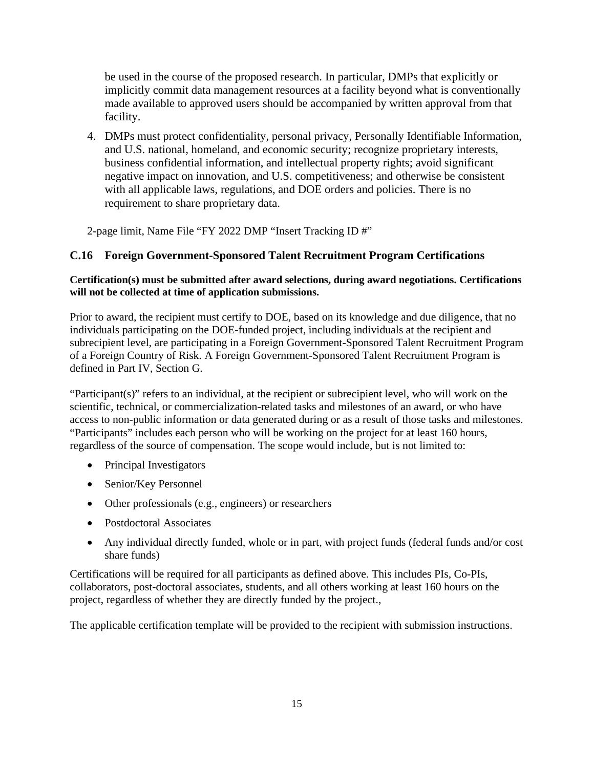be used in the course of the proposed research. In particular, DMPs that explicitly or implicitly commit data management resources at a facility beyond what is conventionally made available to approved users should be accompanied by written approval from that facility.

4. DMPs must protect confidentiality, personal privacy, Personally Identifiable Information, and U.S. national, homeland, and economic security; recognize proprietary interests, business confidential information, and intellectual property rights; avoid significant negative impact on innovation, and U.S. competitiveness; and otherwise be consistent with all applicable laws, regulations, and DOE orders and policies. There is no requirement to share proprietary data.

2-page limit, Name File "FY 2022 DMP "Insert Tracking ID #"

### C.16 Foreign Government-Sponsored Talent Recruitment Program Certifications

**Certification(s) must be submitted after award selections, during award negotiations. Certifications will not be collected at time of application submissions.**

Prior to award, the recipient must certify to DOE, based on its knowledge and due diligence, that no individuals participating on the DOE-funded project, including individuals at the recipient and subrecipient level, are participating in a Foreign Government-Sponsored Talent Recruitment Program of a Foreign Country of Risk. A Foreign Government-Sponsored Talent Recruitment Program is defined in Part IV, Section G.

"Participant(s)" refers to an individual, at the recipient or subrecipient level, who will work on the scientific, technical, or commercialization-related tasks and milestones of an award, or who have access to non-public information or data generated during or as a result of those tasks and milestones. "Participants" includes each person who will be working on the project for at least 160 hours, regardless of the source of compensation. The scope would include, but is not limited to:

- Principal Investigators
- Senior/Key Personnel
- Other professionals (e.g., engineers) or researchers
- Postdoctoral Associates
- Any individual directly funded, whole or in part, with project funds (federal funds and/or cost share funds)

Certifications will be required for all participants as defined above. This includes PIs, Co-PIs, collaborators, post-doctoral associates, students, and all others working at least 160 hours on the project, regardless of whether they are directly funded by the project.,

The applicable certification template will be provided to the recipient with submission instructions.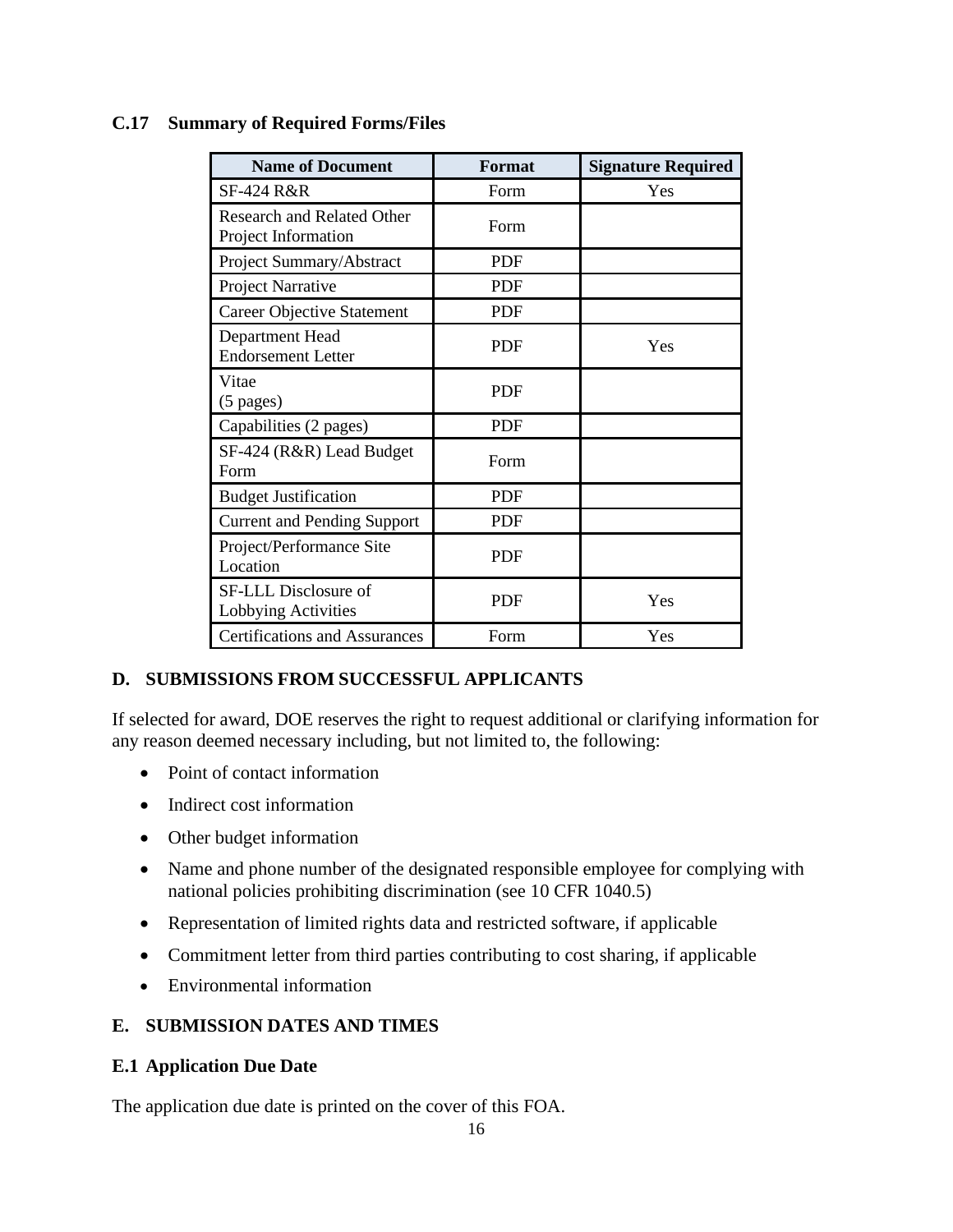### C.17 Summary of Required Forms/Files

| Name of Document | Format | Signature Required |
| --- | --- | --- |
| SF-424 R&R | Form | Yes |
| Research and Related Other Project Information | Form | |
| Project Summary/Abstract | PDF | |
| Project Narrative | PDF | |
| Career Objective Statement | PDF | |
| Department Head Endorsement Letter | PDF | Yes |
| Vitae (5 pages) | PDF | |
| Capabilities (2 pages) | PDF | |
| SF-424 (R&R) Lead Budget Form | Form | |
| Budget Justification | PDF | |
| Current and Pending Support | PDF | |
| Project/Performance Site Location | PDF | |
| SF-LLL Disclosure of Lobbying Activities | PDF | Yes |
| Certifications and Assurances | Form | Yes |

## D. SUBMISSIONS FROM SUCCESSFUL APPLICANTS

If selected for award, DOE reserves the right to request additional or clarifying information for any reason deemed necessary including, but not limited to, the following:

- Point of contact information
- Indirect cost information
- Other budget information
- Name and phone number of the designated responsible employee for complying with national policies prohibiting discrimination (see 10 CFR 1040.5)
- Representation of limited rights data and restricted software, if applicable
- Commitment letter from third parties contributing to cost sharing, if applicable
- Environmental information

## E. SUBMISSION DATES AND TIMES

### E.1 Application Due Date

The application due date is printed on the cover of this FOA.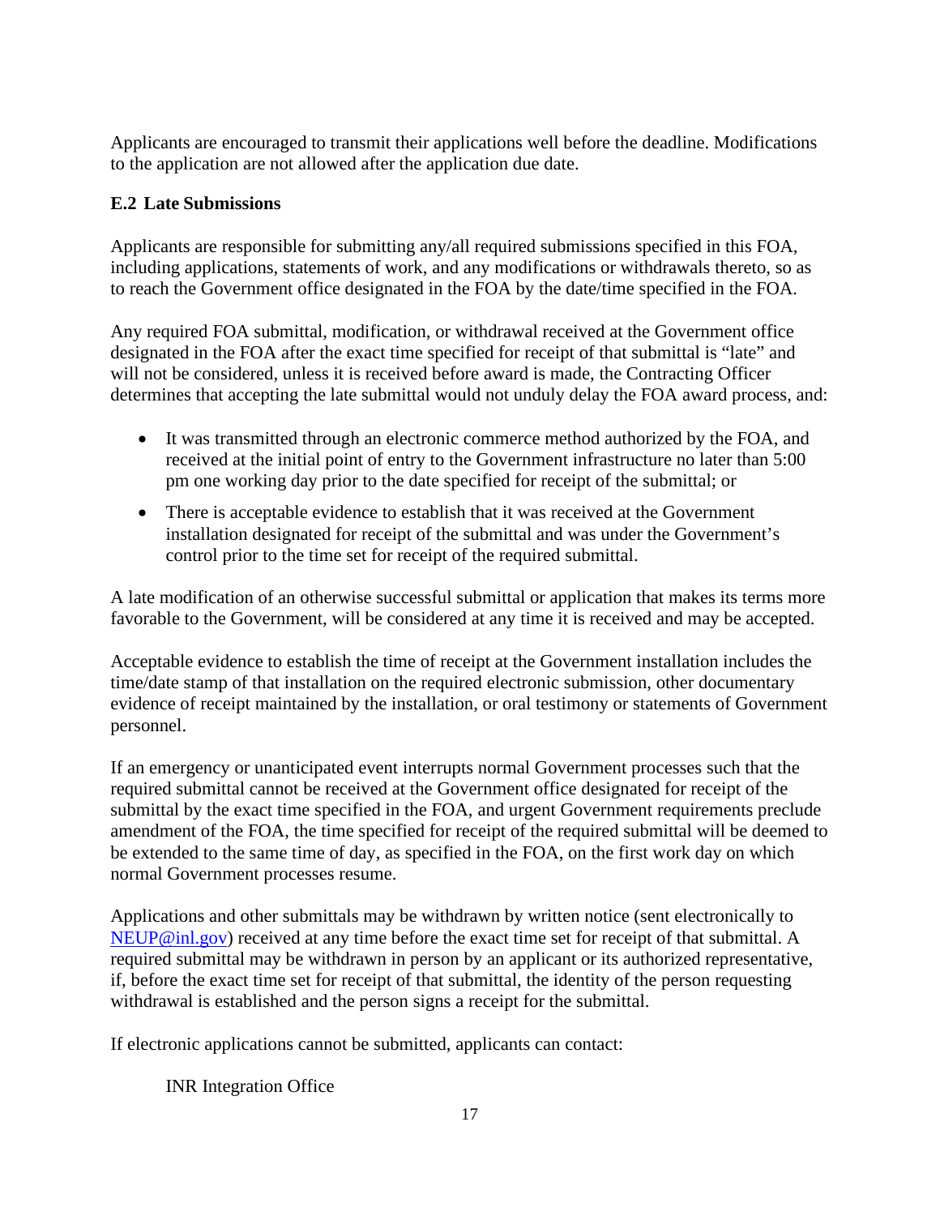Applicants are encouraged to transmit their applications well before the deadline. Modifications to the application are not allowed after the application due date.

### E.2 Late Submissions

Applicants are responsible for submitting any/all required submissions specified in this FOA, including applications, statements of work, and any modifications or withdrawals thereto, so as to reach the Government office designated in the FOA by the date/time specified in the FOA.

Any required FOA submittal, modification, or withdrawal received at the Government office designated in the FOA after the exact time specified for receipt of that submittal is "late" and will not be considered, unless it is received before award is made, the Contracting Officer determines that accepting the late submittal would not unduly delay the FOA award process, and:

- It was transmitted through an electronic commerce method authorized by the FOA, and received at the initial point of entry to the Government infrastructure no later than 5:00 pm one working day prior to the date specified for receipt of the submittal; or
- There is acceptable evidence to establish that it was received at the Government installation designated for receipt of the submittal and was under the Government's control prior to the time set for receipt of the required submittal.

A late modification of an otherwise successful submittal or application that makes its terms more favorable to the Government, will be considered at any time it is received and may be accepted.

Acceptable evidence to establish the time of receipt at the Government installation includes the time/date stamp of that installation on the required electronic submission, other documentary evidence of receipt maintained by the installation, or oral testimony or statements of Government personnel.

If an emergency or unanticipated event interrupts normal Government processes such that the required submittal cannot be received at the Government office designated for receipt of the submittal by the exact time specified in the FOA, and urgent Government requirements preclude amendment of the FOA, the time specified for receipt of the required submittal will be deemed to be extended to the same time of day, as specified in the FOA, on the first work day on which normal Government processes resume.

Applications and other submittals may be withdrawn by written notice (sent electronically to [NEUP@inl.gov](mailto:NEUP@inl.gov)) received at any time before the exact time set for receipt of that submittal. A required submittal may be withdrawn in person by an applicant or its authorized representative, if, before the exact time set for receipt of that submittal, the identity of the person requesting withdrawal is established and the person signs a receipt for the submittal.

If electronic applications cannot be submitted, applicants can contact:

INR Integration Office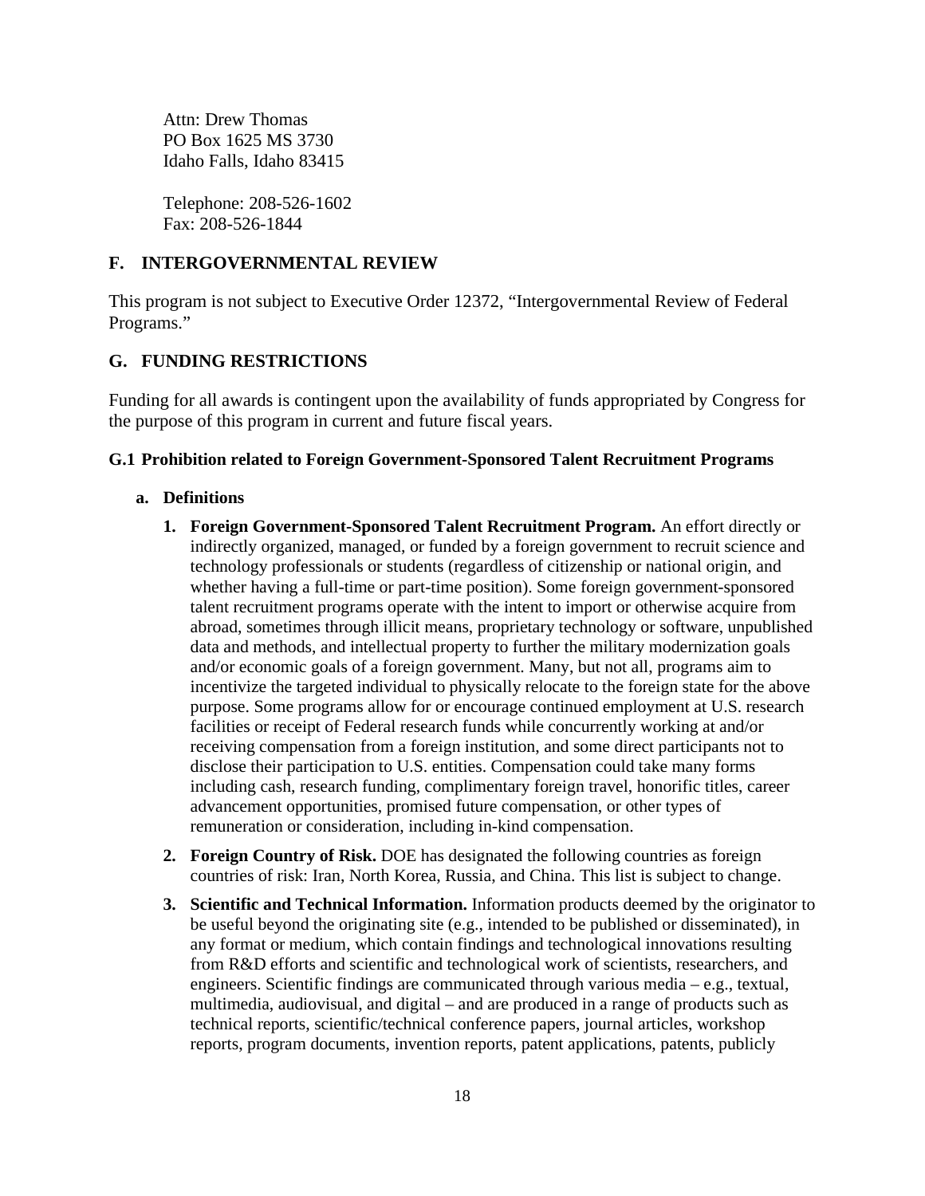Attn: Drew Thomas
PO Box 1625 MS 3730
Idaho Falls, Idaho 83415

Telephone: 208-526-1602
Fax: 208-526-1844

## F. INTERGOVERNMENTAL REVIEW

This program is not subject to Executive Order 12372, “Intergovernmental Review of Federal Programs.”

## G. FUNDING RESTRICTIONS

Funding for all awards is contingent upon the availability of funds appropriated by Congress for the purpose of this program in current and future fiscal years.

### G.1 Prohibition related to Foreign Government-Sponsored Talent Recruitment Programs

**a. Definitions**

1. **Foreign Government-Sponsored Talent Recruitment Program.** An effort directly or indirectly organized, managed, or funded by a foreign government to recruit science and technology professionals or students (regardless of citizenship or national origin, and whether having a full-time or part-time position). Some foreign government-sponsored talent recruitment programs operate with the intent to import or otherwise acquire from abroad, sometimes through illicit means, proprietary technology or software, unpublished data and methods, and intellectual property to further the military modernization goals and/or economic goals of a foreign government. Many, but not all, programs aim to incentivize the targeted individual to physically relocate to the foreign state for the above purpose. Some programs allow for or encourage continued employment at U.S. research facilities or receipt of Federal research funds while concurrently working at and/or receiving compensation from a foreign institution, and some direct participants not to disclose their participation to U.S. entities. Compensation could take many forms including cash, research funding, complimentary foreign travel, honorific titles, career advancement opportunities, promised future compensation, or other types of remuneration or consideration, including in-kind compensation.

2. **Foreign Country of Risk.** DOE has designated the following countries as foreign countries of risk: Iran, North Korea, Russia, and China. This list is subject to change.

3. **Scientific and Technical Information.** Information products deemed by the originator to be useful beyond the originating site (e.g., intended to be published or disseminated), in any format or medium, which contain findings and technological innovations resulting from R&D efforts and scientific and technological work of scientists, researchers, and engineers. Scientific findings are communicated through various media – e.g., textual, multimedia, audiovisual, and digital – and are produced in a range of products such as technical reports, scientific/technical conference papers, journal articles, workshop reports, program documents, invention reports, patent applications, patents, publicly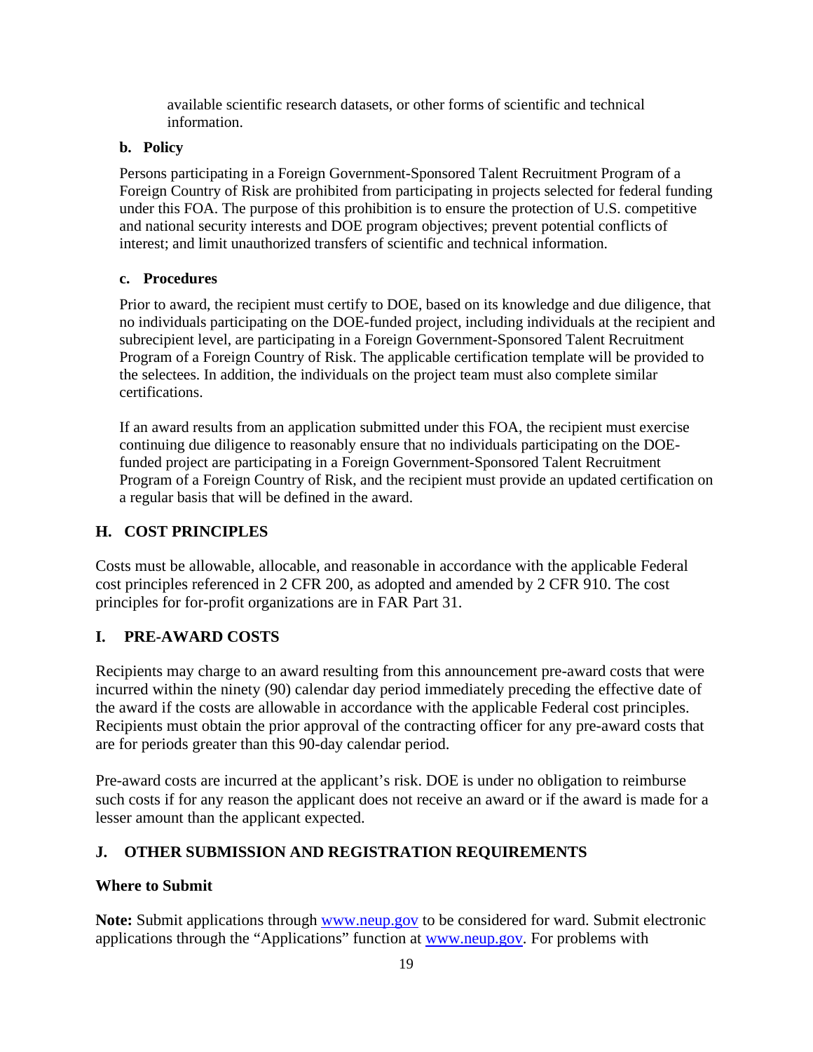available scientific research datasets, or other forms of scientific and technical information.

**b. Policy**

Persons participating in a Foreign Government-Sponsored Talent Recruitment Program of a Foreign Country of Risk are prohibited from participating in projects selected for federal funding under this FOA. The purpose of this prohibition is to ensure the protection of U.S. competitive and national security interests and DOE program objectives; prevent potential conflicts of interest; and limit unauthorized transfers of scientific and technical information.

**c. Procedures**

Prior to award, the recipient must certify to DOE, based on its knowledge and due diligence, that no individuals participating on the DOE-funded project, including individuals at the recipient and subrecipient level, are participating in a Foreign Government-Sponsored Talent Recruitment Program of a Foreign Country of Risk. The applicable certification template will be provided to the selectees. In addition, the individuals on the project team must also complete similar certifications.

If an award results from an application submitted under this FOA, the recipient must exercise continuing due diligence to reasonably ensure that no individuals participating on the DOE-funded project are participating in a Foreign Government-Sponsored Talent Recruitment Program of a Foreign Country of Risk, and the recipient must provide an updated certification on a regular basis that will be defined in the award.

## H. COST PRINCIPLES

Costs must be allowable, allocable, and reasonable in accordance with the applicable Federal cost principles referenced in 2 CFR 200, as adopted and amended by 2 CFR 910. The cost principles for for-profit organizations are in FAR Part 31.

## I. PRE-AWARD COSTS

Recipients may charge to an award resulting from this announcement pre-award costs that were incurred within the ninety (90) calendar day period immediately preceding the effective date of the award if the costs are allowable in accordance with the applicable Federal cost principles. Recipients must obtain the prior approval of the contracting officer for any pre-award costs that are for periods greater than this 90-day calendar period.

Pre-award costs are incurred at the applicant's risk. DOE is under no obligation to reimburse such costs if for any reason the applicant does not receive an award or if the award is made for a lesser amount than the applicant expected.

## J. OTHER SUBMISSION AND REGISTRATION REQUIREMENTS

**Where to Submit**

**Note:** Submit applications through [www.neup.gov](www.neup.gov) to be considered for ward. Submit electronic applications through the "Applications" function at [www.neup.gov](www.neup.gov). For problems with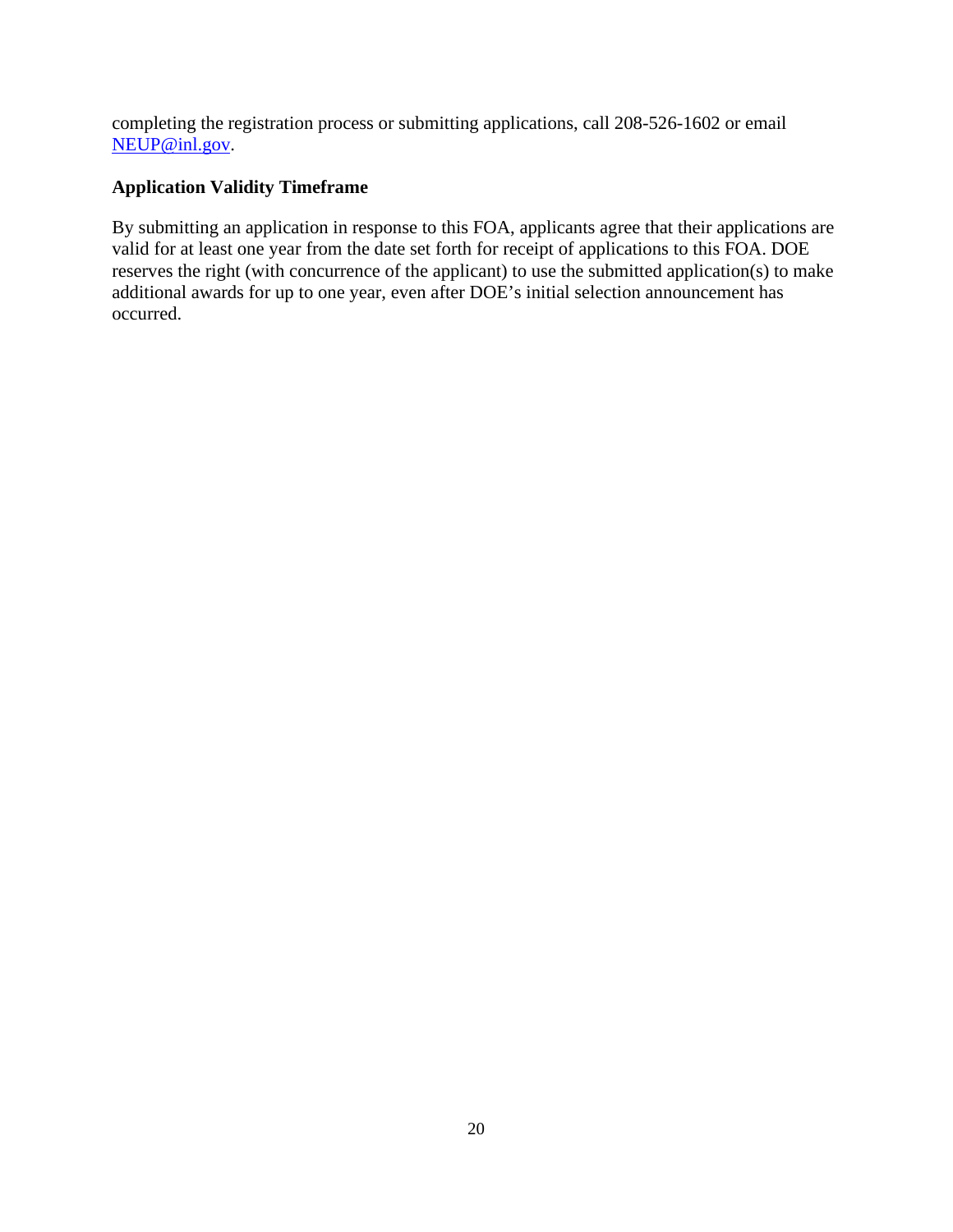completing the registration process or submitting applications, call 208-526-1602 or email [NEUP@inl.gov](mailto:NEUP@inl.gov).

### Application Validity Timeframe

By submitting an application in response to this FOA, applicants agree that their applications are valid for at least one year from the date set forth for receipt of applications to this FOA. DOE reserves the right (with concurrence of the applicant) to use the submitted application(s) to make additional awards for up to one year, even after DOE's initial selection announcement has occurred.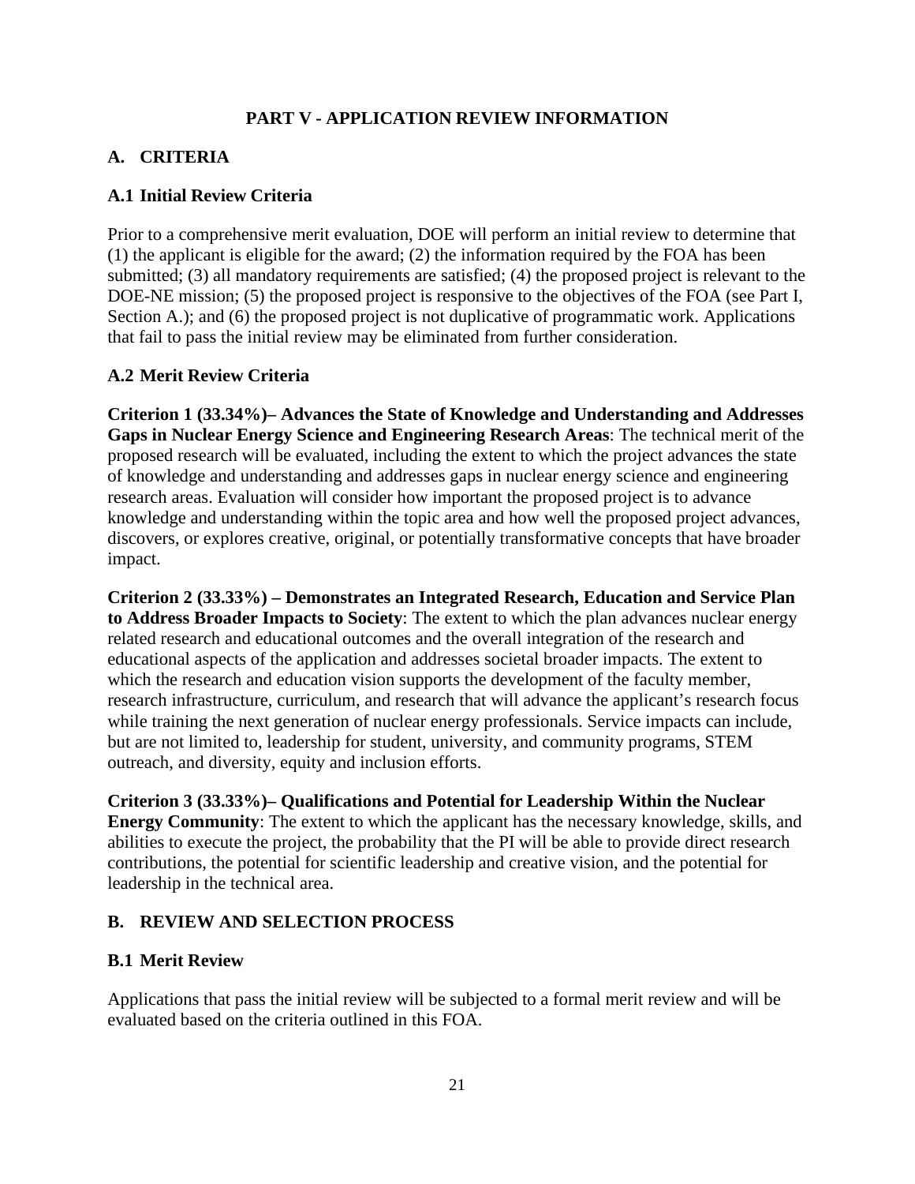# PART V - APPLICATION REVIEW INFORMATION

## A. CRITERIA

### A.1 Initial Review Criteria

Prior to a comprehensive merit evaluation, DOE will perform an initial review to determine that (1) the applicant is eligible for the award; (2) the information required by the FOA has been submitted; (3) all mandatory requirements are satisfied; (4) the proposed project is relevant to the DOE-NE mission; (5) the proposed project is responsive to the objectives of the FOA (see Part I, Section A.); and (6) the proposed project is not duplicative of programmatic work. Applications that fail to pass the initial review may be eliminated from further consideration.

### A.2 Merit Review Criteria

**Criterion 1 (33.34%)– Advances the State of Knowledge and Understanding and Addresses Gaps in Nuclear Energy Science and Engineering Research Areas**: The technical merit of the proposed research will be evaluated, including the extent to which the project advances the state of knowledge and understanding and addresses gaps in nuclear energy science and engineering research areas. Evaluation will consider how important the proposed project is to advance knowledge and understanding within the topic area and how well the proposed project advances, discovers, or explores creative, original, or potentially transformative concepts that have broader impact.

**Criterion 2 (33.33%) – Demonstrates an Integrated Research, Education and Service Plan to Address Broader Impacts to Society**: The extent to which the plan advances nuclear energy related research and educational outcomes and the overall integration of the research and educational aspects of the application and addresses societal broader impacts. The extent to which the research and education vision supports the development of the faculty member, research infrastructure, curriculum, and research that will advance the applicant's research focus while training the next generation of nuclear energy professionals. Service impacts can include, but are not limited to, leadership for student, university, and community programs, STEM outreach, and diversity, equity and inclusion efforts.

**Criterion 3 (33.33%)– Qualifications and Potential for Leadership Within the Nuclear Energy Community**: The extent to which the applicant has the necessary knowledge, skills, and abilities to execute the project, the probability that the PI will be able to provide direct research contributions, the potential for scientific leadership and creative vision, and the potential for leadership in the technical area.

## B. REVIEW AND SELECTION PROCESS

### B.1 Merit Review

Applications that pass the initial review will be subjected to a formal merit review and will be evaluated based on the criteria outlined in this FOA.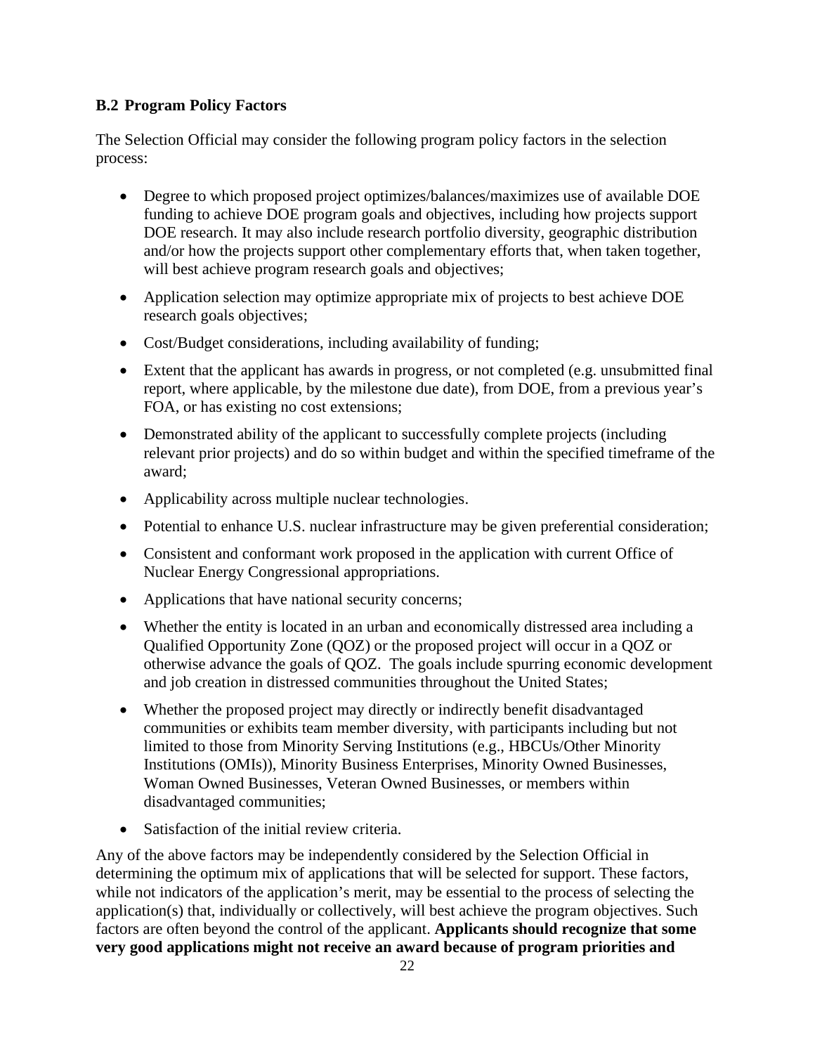### B.2 Program Policy Factors

The Selection Official may consider the following program policy factors in the selection process:

- Degree to which proposed project optimizes/balances/maximizes use of available DOE funding to achieve DOE program goals and objectives, including how projects support DOE research. It may also include research portfolio diversity, geographic distribution and/or how the projects support other complementary efforts that, when taken together, will best achieve program research goals and objectives;
- Application selection may optimize appropriate mix of projects to best achieve DOE research goals objectives;
- Cost/Budget considerations, including availability of funding;
- Extent that the applicant has awards in progress, or not completed (e.g. unsubmitted final report, where applicable, by the milestone due date), from DOE, from a previous year's FOA, or has existing no cost extensions;
- Demonstrated ability of the applicant to successfully complete projects (including relevant prior projects) and do so within budget and within the specified timeframe of the award;
- Applicability across multiple nuclear technologies.
- Potential to enhance U.S. nuclear infrastructure may be given preferential consideration;
- Consistent and conformant work proposed in the application with current Office of Nuclear Energy Congressional appropriations.
- Applications that have national security concerns;
- Whether the entity is located in an urban and economically distressed area including a Qualified Opportunity Zone (QOZ) or the proposed project will occur in a QOZ or otherwise advance the goals of QOZ. The goals include spurring economic development and job creation in distressed communities throughout the United States;
- Whether the proposed project may directly or indirectly benefit disadvantaged communities or exhibits team member diversity, with participants including but not limited to those from Minority Serving Institutions (e.g., HBCUs/Other Minority Institutions (OMIs)), Minority Business Enterprises, Minority Owned Businesses, Woman Owned Businesses, Veteran Owned Businesses, or members within disadvantaged communities;
- Satisfaction of the initial review criteria.

Any of the above factors may be independently considered by the Selection Official in determining the optimum mix of applications that will be selected for support. These factors, while not indicators of the application's merit, may be essential to the process of selecting the application(s) that, individually or collectively, will best achieve the program objectives. Such factors are often beyond the control of the applicant. **Applicants should recognize that some very good applications might not receive an award because of program priorities and**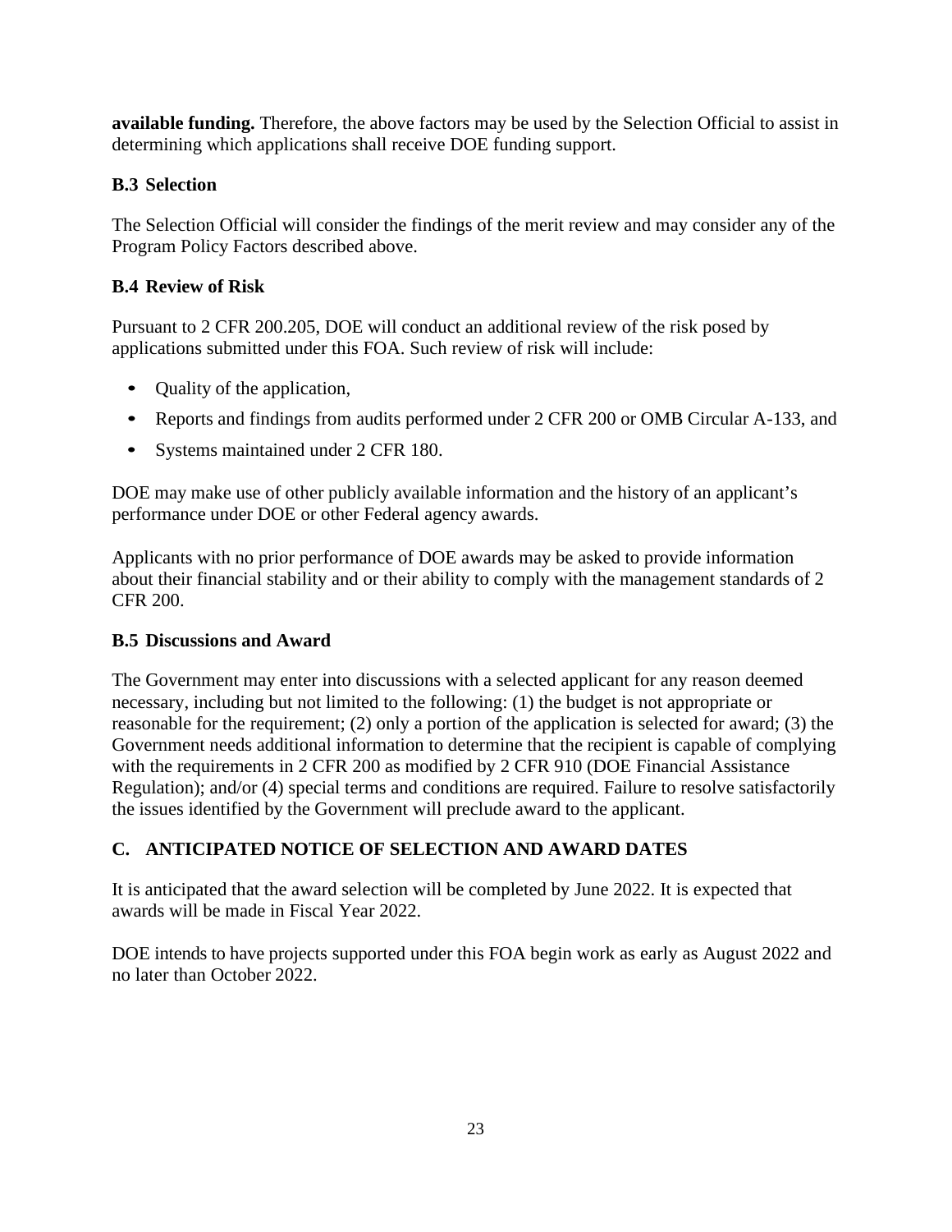**available funding.** Therefore, the above factors may be used by the Selection Official to assist in determining which applications shall receive DOE funding support.

### B.3 Selection

The Selection Official will consider the findings of the merit review and may consider any of the Program Policy Factors described above.

### B.4 Review of Risk

Pursuant to 2 CFR 200.205, DOE will conduct an additional review of the risk posed by applications submitted under this FOA. Such review of risk will include:

- Quality of the application,
- Reports and findings from audits performed under 2 CFR 200 or OMB Circular A-133, and
- Systems maintained under 2 CFR 180.

DOE may make use of other publicly available information and the history of an applicant's performance under DOE or other Federal agency awards.

Applicants with no prior performance of DOE awards may be asked to provide information about their financial stability and or their ability to comply with the management standards of 2 CFR 200.

### B.5 Discussions and Award

The Government may enter into discussions with a selected applicant for any reason deemed necessary, including but not limited to the following: (1) the budget is not appropriate or reasonable for the requirement; (2) only a portion of the application is selected for award; (3) the Government needs additional information to determine that the recipient is capable of complying with the requirements in 2 CFR 200 as modified by 2 CFR 910 (DOE Financial Assistance Regulation); and/or (4) special terms and conditions are required. Failure to resolve satisfactorily the issues identified by the Government will preclude award to the applicant.

## C. ANTICIPATED NOTICE OF SELECTION AND AWARD DATES

It is anticipated that the award selection will be completed by June 2022. It is expected that awards will be made in Fiscal Year 2022.

DOE intends to have projects supported under this FOA begin work as early as August 2022 and no later than October 2022.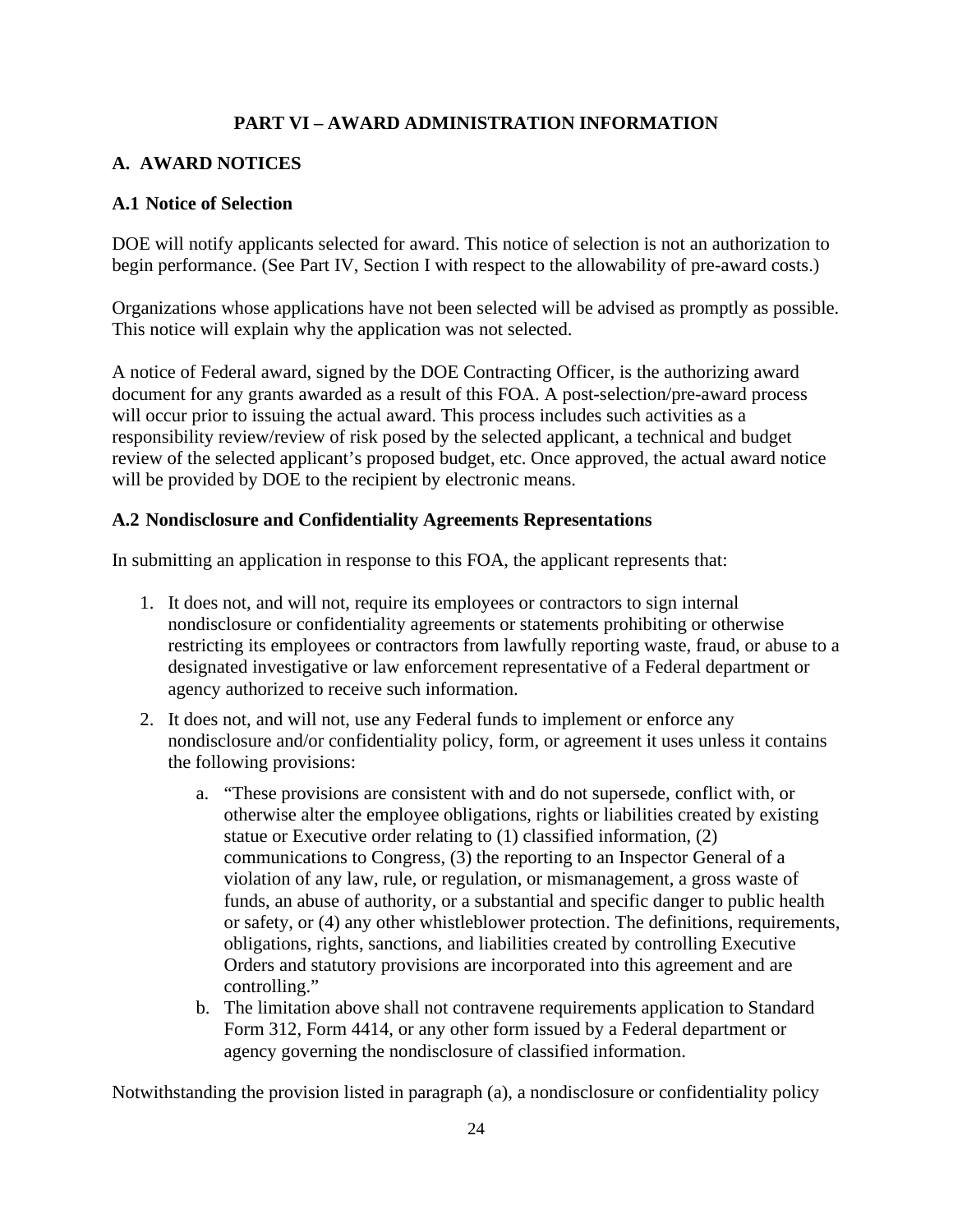# PART VI – AWARD ADMINISTRATION INFORMATION

## A. AWARD NOTICES

### A.1 Notice of Selection

DOE will notify applicants selected for award. This notice of selection is not an authorization to begin performance. (See Part IV, Section I with respect to the allowability of pre-award costs.)

Organizations whose applications have not been selected will be advised as promptly as possible. This notice will explain why the application was not selected.

A notice of Federal award, signed by the DOE Contracting Officer, is the authorizing award document for any grants awarded as a result of this FOA. A post-selection/pre-award process will occur prior to issuing the actual award. This process includes such activities as a responsibility review/review of risk posed by the selected applicant, a technical and budget review of the selected applicant's proposed budget, etc. Once approved, the actual award notice will be provided by DOE to the recipient by electronic means.

### A.2 Nondisclosure and Confidentiality Agreements Representations

In submitting an application in response to this FOA, the applicant represents that:

1. It does not, and will not, require its employees or contractors to sign internal nondisclosure or confidentiality agreements or statements prohibiting or otherwise restricting its employees or contractors from lawfully reporting waste, fraud, or abuse to a designated investigative or law enforcement representative of a Federal department or agency authorized to receive such information.
2. It does not, and will not, use any Federal funds to implement or enforce any nondisclosure and/or confidentiality policy, form, or agreement it uses unless it contains the following provisions:
    a. "These provisions are consistent with and do not supersede, conflict with, or otherwise alter the employee obligations, rights or liabilities created by existing statue or Executive order relating to (1) classified information, (2) communications to Congress, (3) the reporting to an Inspector General of a violation of any law, rule, or regulation, or mismanagement, a gross waste of funds, an abuse of authority, or a substantial and specific danger to public health or safety, or (4) any other whistleblower protection. The definitions, requirements, obligations, rights, sanctions, and liabilities created by controlling Executive Orders and statutory provisions are incorporated into this agreement and are controlling."
    b. The limitation above shall not contravene requirements application to Standard Form 312, Form 4414, or any other form issued by a Federal department or agency governing the nondisclosure of classified information.

Notwithstanding the provision listed in paragraph (a), a nondisclosure or confidentiality policy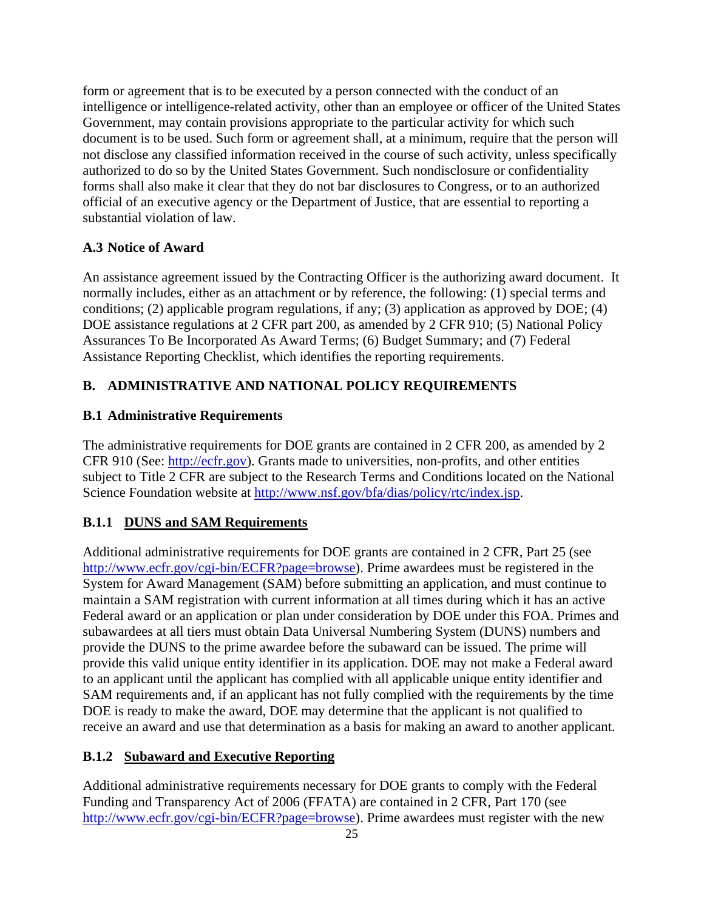form or agreement that is to be executed by a person connected with the conduct of an intelligence or intelligence-related activity, other than an employee or officer of the United States Government, may contain provisions appropriate to the particular activity for which such document is to be used. Such form or agreement shall, at a minimum, require that the person will not disclose any classified information received in the course of such activity, unless specifically authorized to do so by the United States Government. Such nondisclosure or confidentiality forms shall also make it clear that they do not bar disclosures to Congress, or to an authorized official of an executive agency or the Department of Justice, that are essential to reporting a substantial violation of law.

### A.3 Notice of Award

An assistance agreement issued by the Contracting Officer is the authorizing award document. It normally includes, either as an attachment or by reference, the following: (1) special terms and conditions; (2) applicable program regulations, if any; (3) application as approved by DOE; (4) DOE assistance regulations at 2 CFR part 200, as amended by 2 CFR 910; (5) National Policy Assurances To Be Incorporated As Award Terms; (6) Budget Summary; and (7) Federal Assistance Reporting Checklist, which identifies the reporting requirements.

## B. ADMINISTRATIVE AND NATIONAL POLICY REQUIREMENTS

### B.1 Administrative Requirements

The administrative requirements for DOE grants are contained in 2 CFR 200, as amended by 2 CFR 910 (See: http://ecfr.gov). Grants made to universities, non-profits, and other entities subject to Title 2 CFR are subject to the Research Terms and Conditions located on the National Science Foundation website at http://www.nsf.gov/bfa/dias/policy/rtc/index.jsp.

#### B.1.1 DUNS and SAM Requirements

Additional administrative requirements for DOE grants are contained in 2 CFR, Part 25 (see http://www.ecfr.gov/cgi-bin/ECFR?page=browse). Prime awardees must be registered in the System for Award Management (SAM) before submitting an application, and must continue to maintain a SAM registration with current information at all times during which it has an active Federal award or an application or plan under consideration by DOE under this FOA. Primes and subawardees at all tiers must obtain Data Universal Numbering System (DUNS) numbers and provide the DUNS to the prime awardee before the subaward can be issued. The prime will provide this valid unique entity identifier in its application. DOE may not make a Federal award to an applicant until the applicant has complied with all applicable unique entity identifier and SAM requirements and, if an applicant has not fully complied with the requirements by the time DOE is ready to make the award, DOE may determine that the applicant is not qualified to receive an award and use that determination as a basis for making an award to another applicant.

#### B.1.2 Subaward and Executive Reporting

Additional administrative requirements necessary for DOE grants to comply with the Federal Funding and Transparency Act of 2006 (FFATA) are contained in 2 CFR, Part 170 (see http://www.ecfr.gov/cgi-bin/ECFR?page=browse). Prime awardees must register with the new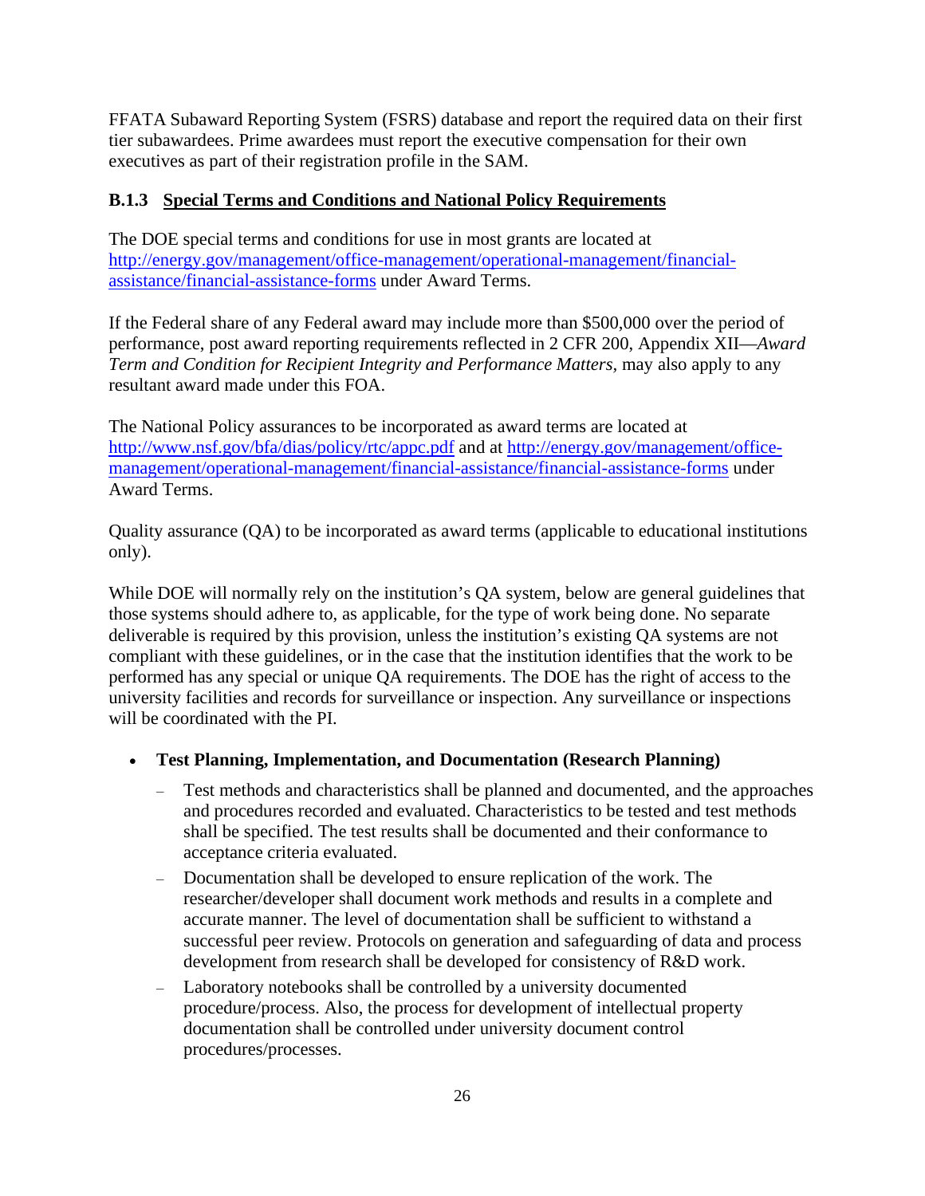FFATA Subaward Reporting System (FSRS) database and report the required data on their first tier subawardees. Prime awardees must report the executive compensation for their own executives as part of their registration profile in the SAM.

### B.1.3 Special Terms and Conditions and National Policy Requirements

The DOE special terms and conditions for use in most grants are located at [http://energy.gov/management/office-management/operational-management/financial-assistance/financial-assistance-forms](http://energy.gov/management/office-management/operational-management/financial-assistance/financial-assistance-forms) under Award Terms.

If the Federal share of any Federal award may include more than $500,000 over the period of performance, post award reporting requirements reflected in 2 CFR 200, Appendix XII—*Award Term and Condition for Recipient Integrity and Performance Matters*, may also apply to any resultant award made under this FOA.

The National Policy assurances to be incorporated as award terms are located at [http://www.nsf.gov/bfa/dias/policy/rtc/appc.pdf](http://www.nsf.gov/bfa/dias/policy/rtc/appc.pdf) and at [http://energy.gov/management/office-management/operational-management/financial-assistance/financial-assistance-forms](http://energy.gov/management/office-management/operational-management/financial-assistance/financial-assistance-forms) under Award Terms.

Quality assurance (QA) to be incorporated as award terms (applicable to educational institutions only).

While DOE will normally rely on the institution's QA system, below are general guidelines that those systems should adhere to, as applicable, for the type of work being done. No separate deliverable is required by this provision, unless the institution's existing QA systems are not compliant with these guidelines, or in the case that the institution identifies that the work to be performed has any special or unique QA requirements. The DOE has the right of access to the university facilities and records for surveillance or inspection. Any surveillance or inspections will be coordinated with the PI.

- **Test Planning, Implementation, and Documentation (Research Planning)**
  - Test methods and characteristics shall be planned and documented, and the approaches and procedures recorded and evaluated. Characteristics to be tested and test methods shall be specified. The test results shall be documented and their conformance to acceptance criteria evaluated.
  - Documentation shall be developed to ensure replication of the work. The researcher/developer shall document work methods and results in a complete and accurate manner. The level of documentation shall be sufficient to withstand a successful peer review. Protocols on generation and safeguarding of data and process development from research shall be developed for consistency of R&D work.
  - Laboratory notebooks shall be controlled by a university documented procedure/process. Also, the process for development of intellectual property documentation shall be controlled under university document control procedures/processes.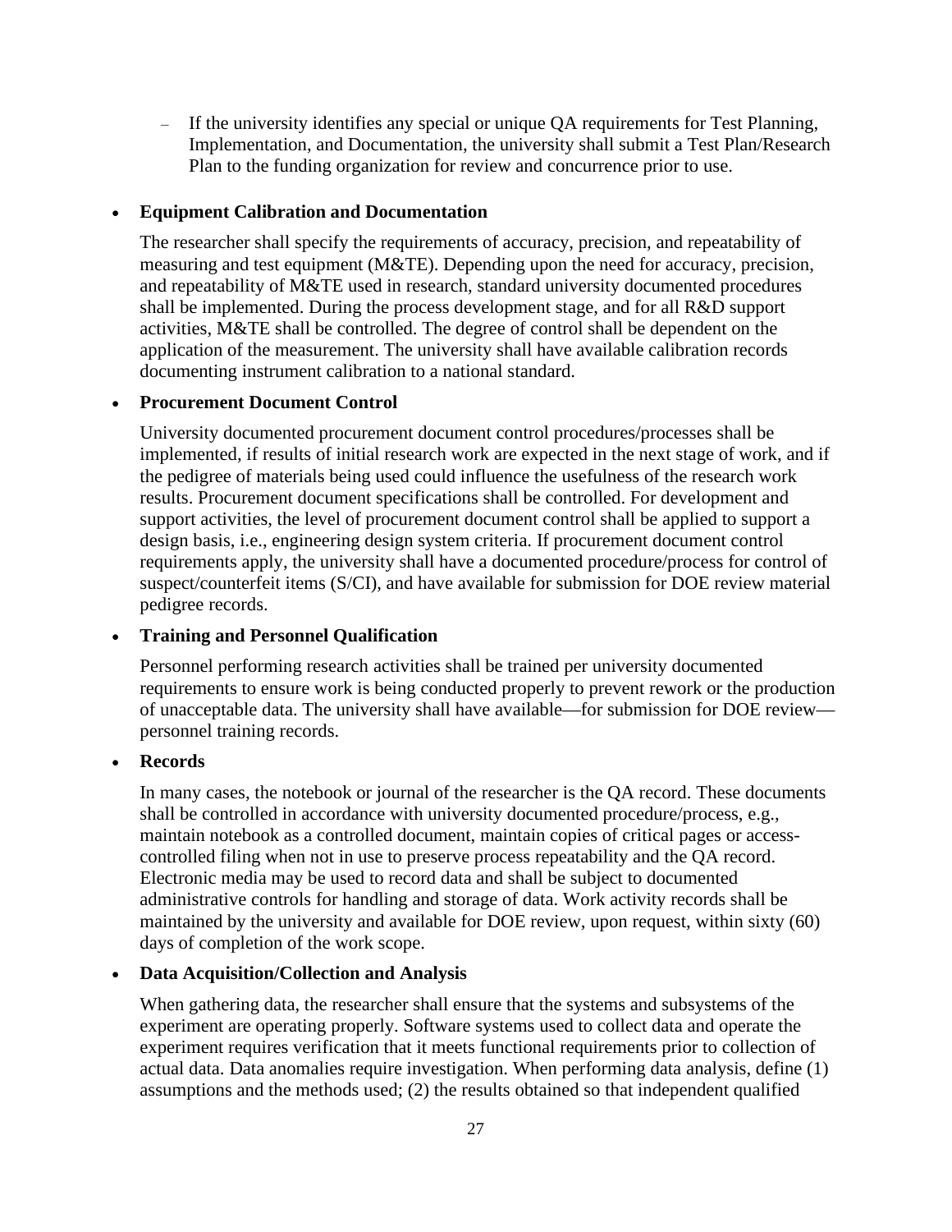- If the university identifies any special or unique QA requirements for Test Planning, Implementation, and Documentation, the university shall submit a Test Plan/Research Plan to the funding organization for review and concurrence prior to use.

- **Equipment Calibration and Documentation**

  The researcher shall specify the requirements of accuracy, precision, and repeatability of measuring and test equipment (M&TE). Depending upon the need for accuracy, precision, and repeatability of M&TE used in research, standard university documented procedures shall be implemented. During the process development stage, and for all R&D support activities, M&TE shall be controlled. The degree of control shall be dependent on the application of the measurement. The university shall have available calibration records documenting instrument calibration to a national standard.

- **Procurement Document Control**

  University documented procurement document control procedures/processes shall be implemented, if results of initial research work are expected in the next stage of work, and if the pedigree of materials being used could influence the usefulness of the research work results. Procurement document specifications shall be controlled. For development and support activities, the level of procurement document control shall be applied to support a design basis, i.e., engineering design system criteria. If procurement document control requirements apply, the university shall have a documented procedure/process for control of suspect/counterfeit items (S/CI), and have available for submission for DOE review material pedigree records.

- **Training and Personnel Qualification**

  Personnel performing research activities shall be trained per university documented requirements to ensure work is being conducted properly to prevent rework or the production of unacceptable data. The university shall have available—for submission for DOE review—personnel training records.

- **Records**

  In many cases, the notebook or journal of the researcher is the QA record. These documents shall be controlled in accordance with university documented procedure/process, e.g., maintain notebook as a controlled document, maintain copies of critical pages or access-controlled filing when not in use to preserve process repeatability and the QA record. Electronic media may be used to record data and shall be subject to documented administrative controls for handling and storage of data. Work activity records shall be maintained by the university and available for DOE review, upon request, within sixty (60) days of completion of the work scope.

- **Data Acquisition/Collection and Analysis**

  When gathering data, the researcher shall ensure that the systems and subsystems of the experiment are operating properly. Software systems used to collect data and operate the experiment requires verification that it meets functional requirements prior to collection of actual data. Data anomalies require investigation. When performing data analysis, define (1) assumptions and the methods used; (2) the results obtained so that independent qualified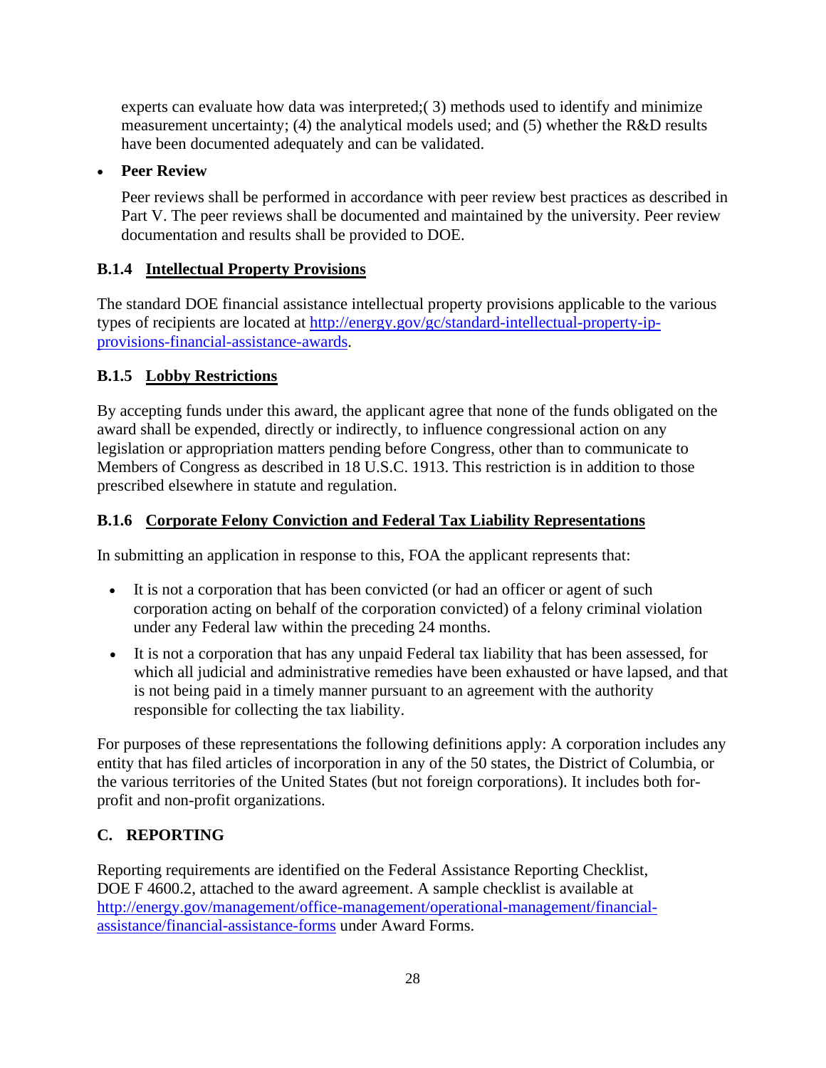experts can evaluate how data was interpreted;( 3) methods used to identify and minimize measurement uncertainty; (4) the analytical models used; and (5) whether the R&D results have been documented adequately and can be validated.

- **Peer Review**

  Peer reviews shall be performed in accordance with peer review best practices as described in Part V. The peer reviews shall be documented and maintained by the university. Peer review documentation and results shall be provided to DOE.

### B.1.4 Intellectual Property Provisions

The standard DOE financial assistance intellectual property provisions applicable to the various types of recipients are located at [http://energy.gov/gc/standard-intellectual-property-ip-provisions-financial-assistance-awards](http://energy.gov/gc/standard-intellectual-property-ip-provisions-financial-assistance-awards).

### B.1.5 Lobby Restrictions

By accepting funds under this award, the applicant agree that none of the funds obligated on the award shall be expended, directly or indirectly, to influence congressional action on any legislation or appropriation matters pending before Congress, other than to communicate to Members of Congress as described in 18 U.S.C. 1913. This restriction is in addition to those prescribed elsewhere in statute and regulation.

### B.1.6 Corporate Felony Conviction and Federal Tax Liability Representations

In submitting an application in response to this, FOA the applicant represents that:

- It is not a corporation that has been convicted (or had an officer or agent of such corporation acting on behalf of the corporation convicted) of a felony criminal violation under any Federal law within the preceding 24 months.
- It is not a corporation that has any unpaid Federal tax liability that has been assessed, for which all judicial and administrative remedies have been exhausted or have lapsed, and that is not being paid in a timely manner pursuant to an agreement with the authority responsible for collecting the tax liability.

For purposes of these representations the following definitions apply: A corporation includes any entity that has filed articles of incorporation in any of the 50 states, the District of Columbia, or the various territories of the United States (but not foreign corporations). It includes both for-profit and non-profit organizations.

## C. REPORTING

Reporting requirements are identified on the Federal Assistance Reporting Checklist, DOE F 4600.2, attached to the award agreement. A sample checklist is available at [http://energy.gov/management/office-management/operational-management/financial-assistance/financial-assistance-forms](http://energy.gov/management/office-management/operational-management/financial-assistance/financial-assistance-forms) under Award Forms.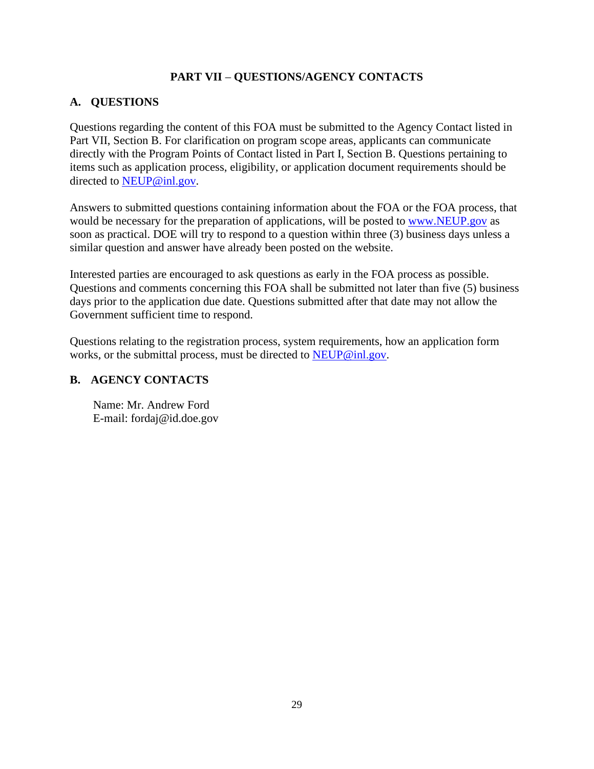# PART VII – QUESTIONS/AGENCY CONTACTS

## A. QUESTIONS

Questions regarding the content of this FOA must be submitted to the Agency Contact listed in Part VII, Section B. For clarification on program scope areas, applicants can communicate directly with the Program Points of Contact listed in Part I, Section B. Questions pertaining to items such as application process, eligibility, or application document requirements should be directed to NEUP@inl.gov.

Answers to submitted questions containing information about the FOA or the FOA process, that would be necessary for the preparation of applications, will be posted to www.NEUP.gov as soon as practical. DOE will try to respond to a question within three (3) business days unless a similar question and answer have already been posted on the website.

Interested parties are encouraged to ask questions as early in the FOA process as possible. Questions and comments concerning this FOA shall be submitted not later than five (5) business days prior to the application due date. Questions submitted after that date may not allow the Government sufficient time to respond.

Questions relating to the registration process, system requirements, how an application form works, or the submittal process, must be directed to NEUP@inl.gov.

## B. AGENCY CONTACTS

Name: Mr. Andrew Ford
E-mail: fordaj@id.doe.gov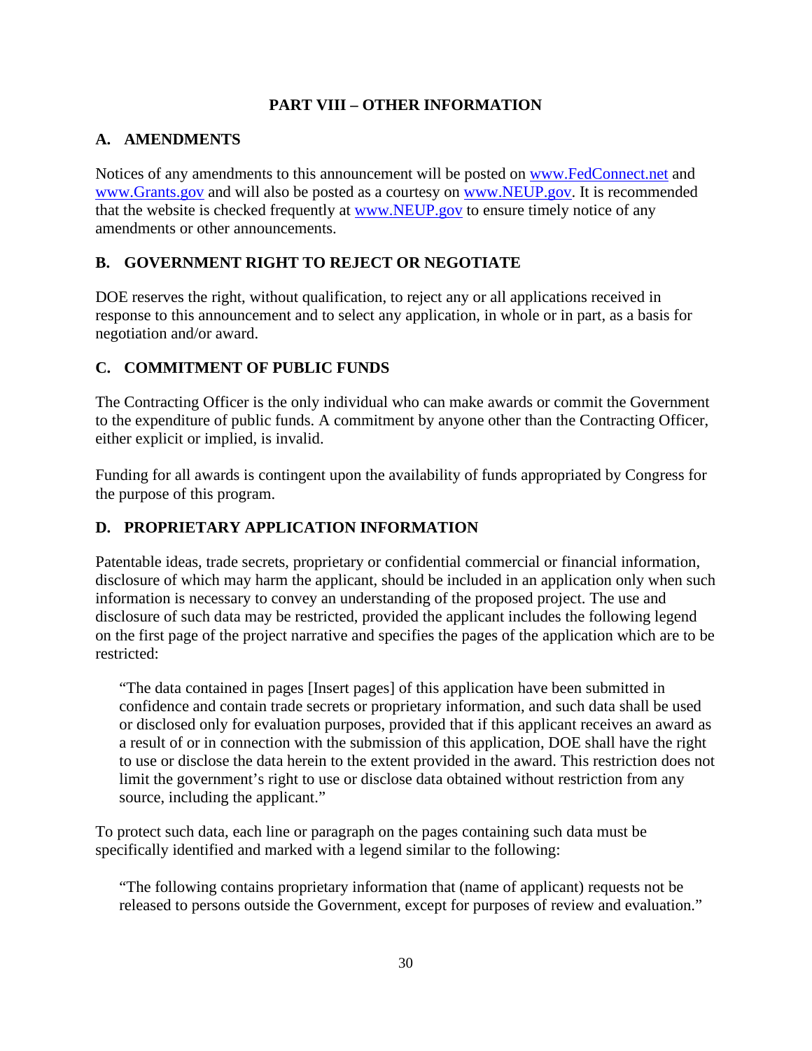# PART VIII – OTHER INFORMATION

## A. AMENDMENTS

Notices of any amendments to this announcement will be posted on www.FedConnect.net and www.Grants.gov and will also be posted as a courtesy on www.NEUP.gov. It is recommended that the website is checked frequently at www.NEUP.gov to ensure timely notice of any amendments or other announcements.

## B. GOVERNMENT RIGHT TO REJECT OR NEGOTIATE

DOE reserves the right, without qualification, to reject any or all applications received in response to this announcement and to select any application, in whole or in part, as a basis for negotiation and/or award.

## C. COMMITMENT OF PUBLIC FUNDS

The Contracting Officer is the only individual who can make awards or commit the Government to the expenditure of public funds. A commitment by anyone other than the Contracting Officer, either explicit or implied, is invalid.

Funding for all awards is contingent upon the availability of funds appropriated by Congress for the purpose of this program.

## D. PROPRIETARY APPLICATION INFORMATION

Patentable ideas, trade secrets, proprietary or confidential commercial or financial information, disclosure of which may harm the applicant, should be included in an application only when such information is necessary to convey an understanding of the proposed project. The use and disclosure of such data may be restricted, provided the applicant includes the following legend on the first page of the project narrative and specifies the pages of the application which are to be restricted:

> "The data contained in pages [Insert pages] of this application have been submitted in confidence and contain trade secrets or proprietary information, and such data shall be used or disclosed only for evaluation purposes, provided that if this applicant receives an award as a result of or in connection with the submission of this application, DOE shall have the right to use or disclose the data herein to the extent provided in the award. This restriction does not limit the government's right to use or disclose data obtained without restriction from any source, including the applicant."

To protect such data, each line or paragraph on the pages containing such data must be specifically identified and marked with a legend similar to the following:

> "The following contains proprietary information that (name of applicant) requests not be released to persons outside the Government, except for purposes of review and evaluation."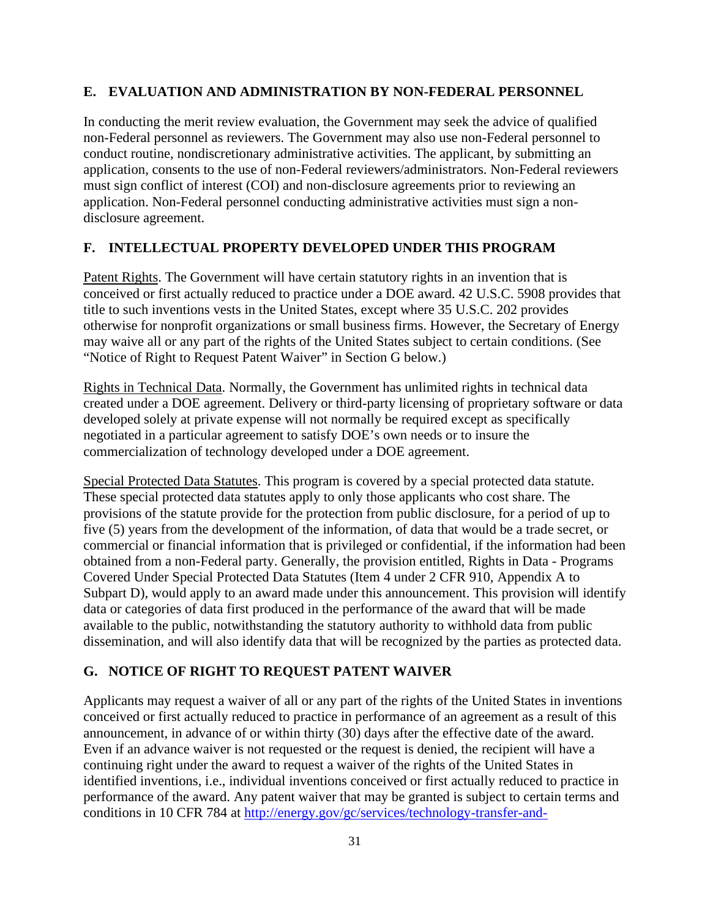## E. EVALUATION AND ADMINISTRATION BY NON-FEDERAL PERSONNEL

In conducting the merit review evaluation, the Government may seek the advice of qualified non-Federal personnel as reviewers. The Government may also use non-Federal personnel to conduct routine, nondiscretionary administrative activities. The applicant, by submitting an application, consents to the use of non-Federal reviewers/administrators. Non-Federal reviewers must sign conflict of interest (COI) and non-disclosure agreements prior to reviewing an application. Non-Federal personnel conducting administrative activities must sign a non-disclosure agreement.

## F. INTELLECTUAL PROPERTY DEVELOPED UNDER THIS PROGRAM

Patent Rights. The Government will have certain statutory rights in an invention that is conceived or first actually reduced to practice under a DOE award. 42 U.S.C. 5908 provides that title to such inventions vests in the United States, except where 35 U.S.C. 202 provides otherwise for nonprofit organizations or small business firms. However, the Secretary of Energy may waive all or any part of the rights of the United States subject to certain conditions. (See "Notice of Right to Request Patent Waiver" in Section G below.)

Rights in Technical Data. Normally, the Government has unlimited rights in technical data created under a DOE agreement. Delivery or third-party licensing of proprietary software or data developed solely at private expense will not normally be required except as specifically negotiated in a particular agreement to satisfy DOE's own needs or to insure the commercialization of technology developed under a DOE agreement.

Special Protected Data Statutes. This program is covered by a special protected data statute. These special protected data statutes apply to only those applicants who cost share. The provisions of the statute provide for the protection from public disclosure, for a period of up to five (5) years from the development of the information, of data that would be a trade secret, or commercial or financial information that is privileged or confidential, if the information had been obtained from a non-Federal party. Generally, the provision entitled, Rights in Data - Programs Covered Under Special Protected Data Statutes (Item 4 under 2 CFR 910, Appendix A to Subpart D), would apply to an award made under this announcement. This provision will identify data or categories of data first produced in the performance of the award that will be made available to the public, notwithstanding the statutory authority to withhold data from public dissemination, and will also identify data that will be recognized by the parties as protected data.

## G. NOTICE OF RIGHT TO REQUEST PATENT WAIVER

Applicants may request a waiver of all or any part of the rights of the United States in inventions conceived or first actually reduced to practice in performance of an agreement as a result of this announcement, in advance of or within thirty (30) days after the effective date of the award. Even if an advance waiver is not requested or the request is denied, the recipient will have a continuing right under the award to request a waiver of the rights of the United States in identified inventions, i.e., individual inventions conceived or first actually reduced to practice in performance of the award. Any patent waiver that may be granted is subject to certain terms and conditions in 10 CFR 784 at http://energy.gov/gc/services/technology-transfer-and-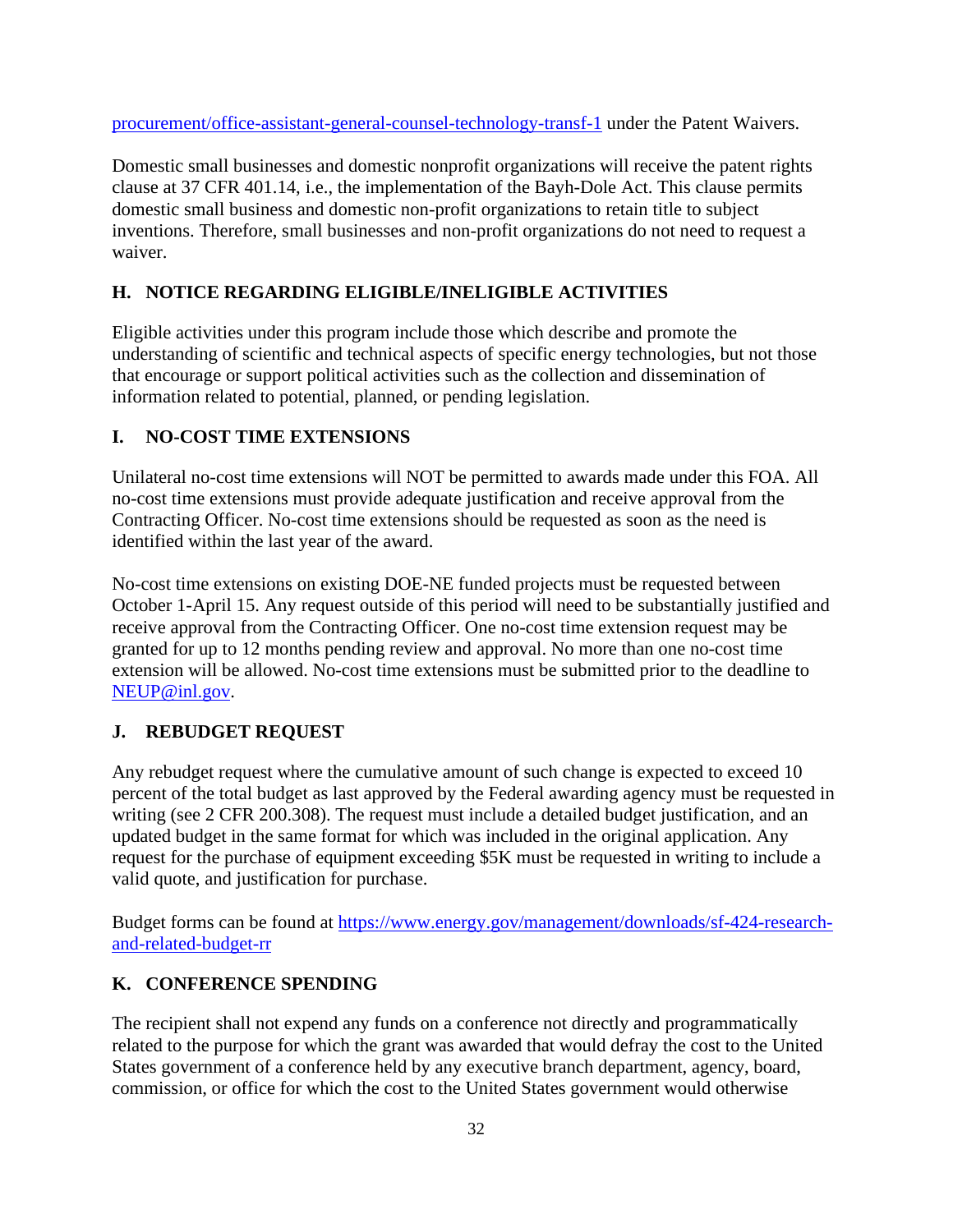procurement/office-assistant-general-counsel-technology-transf-1 under the Patent Waivers.

Domestic small businesses and domestic nonprofit organizations will receive the patent rights clause at 37 CFR 401.14, i.e., the implementation of the Bayh-Dole Act. This clause permits domestic small business and domestic non-profit organizations to retain title to subject inventions. Therefore, small businesses and non-profit organizations do not need to request a waiver.

## H. NOTICE REGARDING ELIGIBLE/INELIGIBLE ACTIVITIES

Eligible activities under this program include those which describe and promote the understanding of scientific and technical aspects of specific energy technologies, but not those that encourage or support political activities such as the collection and dissemination of information related to potential, planned, or pending legislation.

## I. NO-COST TIME EXTENSIONS

Unilateral no-cost time extensions will NOT be permitted to awards made under this FOA. All no-cost time extensions must provide adequate justification and receive approval from the Contracting Officer. No-cost time extensions should be requested as soon as the need is identified within the last year of the award.

No-cost time extensions on existing DOE-NE funded projects must be requested between October 1-April 15. Any request outside of this period will need to be substantially justified and receive approval from the Contracting Officer. One no-cost time extension request may be granted for up to 12 months pending review and approval. No more than one no-cost time extension will be allowed. No-cost time extensions must be submitted prior to the deadline to NEUP@inl.gov.

## J. REBUDGET REQUEST

Any rebudget request where the cumulative amount of such change is expected to exceed 10 percent of the total budget as last approved by the Federal awarding agency must be requested in writing (see 2 CFR 200.308). The request must include a detailed budget justification, and an updated budget in the same format for which was included in the original application. Any request for the purchase of equipment exceeding $5K must be requested in writing to include a valid quote, and justification for purchase.

Budget forms can be found at https://www.energy.gov/management/downloads/sf-424-research-and-related-budget-rr

## K. CONFERENCE SPENDING

The recipient shall not expend any funds on a conference not directly and programmatically related to the purpose for which the grant was awarded that would defray the cost to the United States government of a conference held by any executive branch department, agency, board, commission, or office for which the cost to the United States government would otherwise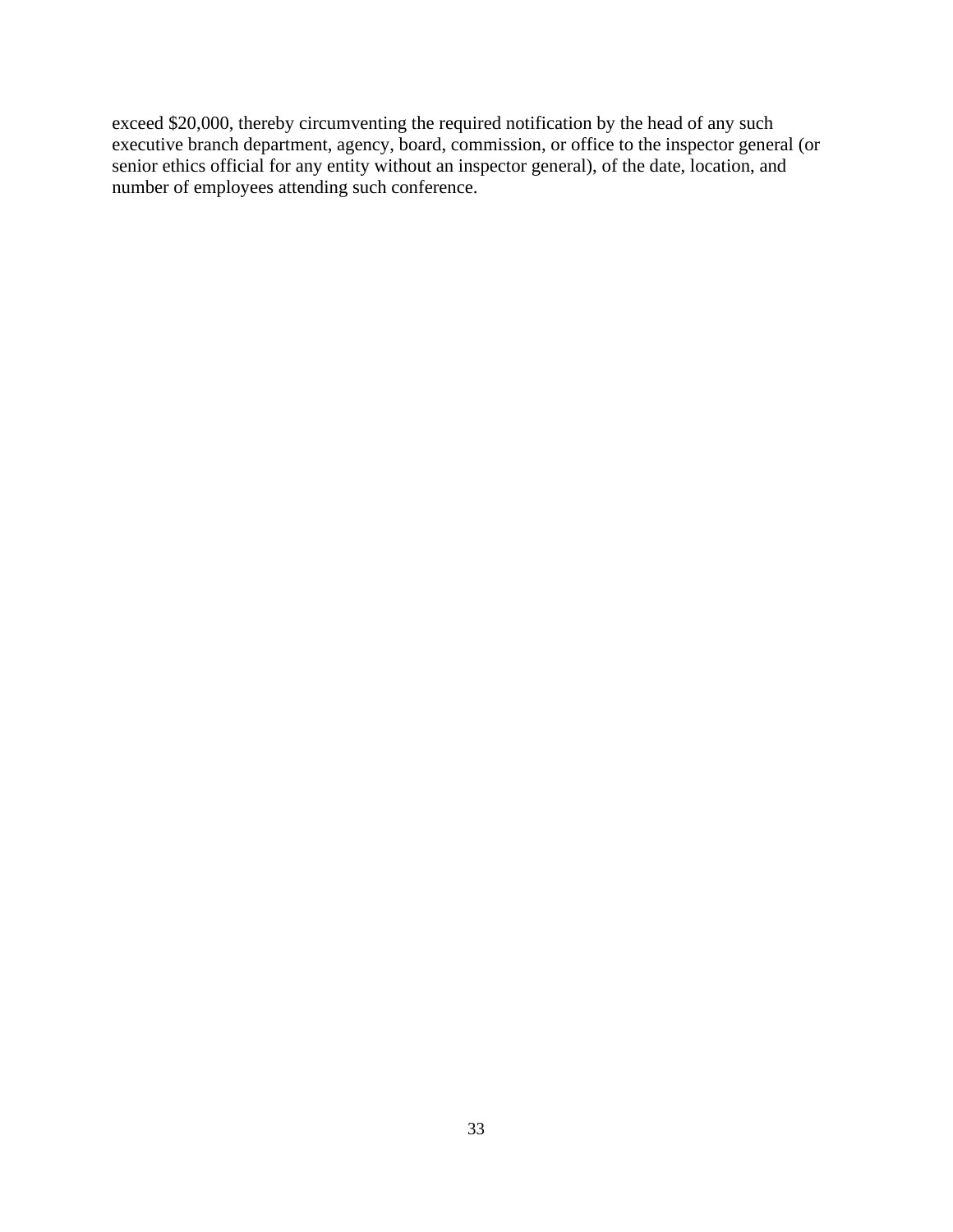exceed $20,000, thereby circumventing the required notification by the head of any such executive branch department, agency, board, commission, or office to the inspector general (or senior ethics official for any entity without an inspector general), of the date, location, and number of employees attending such conference.